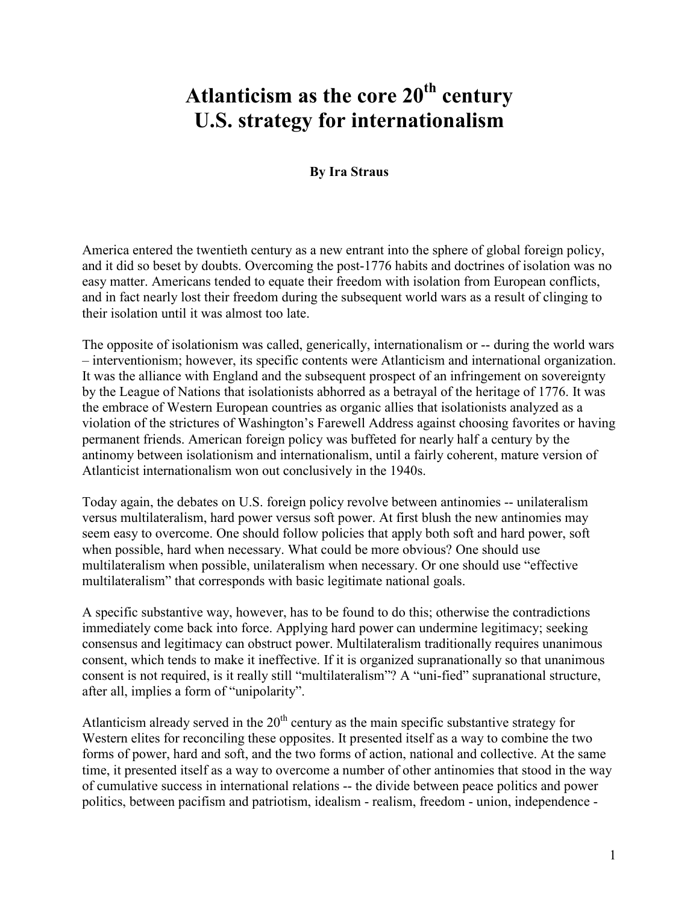# Atlanticism as the core 20th century U.S. strategy for internationalism

**By Ira Straus**

America entered the twentieth century as a new entrant into the sphere of global foreign policy, and it did so beset by doubts. Overcoming the post-1776 habits and doctrines of isolation was no easy matter. Americans tended to equate their freedom with isolation from European conflicts, and in fact nearly lost their freedom during the subsequent world wars as a result of clinging to their isolation until it was almost too late.

The opposite of isolationism was called, generically, internationalism or -- during the world wars – interventionism; however, its specific contents were Atlanticism and international organization. It was the alliance with England and the subsequent prospect of an infringement on sovereignty by the League of Nations that isolationists abhorred as a betrayal of the heritage of 1776. It was the embrace of Western European countries as organic allies that isolationists analyzed as a violation of the strictures of Washington's Farewell Address against choosing favorites or having permanent friends. American foreign policy was buffeted for nearly half a century by the antinomy between isolationism and internationalism, until a fairly coherent, mature version of Atlanticist internationalism won out conclusively in the 1940s.

Today again, the debates on U.S. foreign policy revolve between antinomies -- unilateralism versus multilateralism, hard power versus soft power. At first blush the new antinomies may seem easy to overcome. One should follow policies that apply both soft and hard power, soft when possible, hard when necessary. What could be more obvious? One should use multilateralism when possible, unilateralism when necessary. Or one should use "effective multilateralism" that corresponds with basic legitimate national goals.

A specific substantive way, however, has to be found to do this; otherwise the contradictions immediately come back into force. Applying hard power can undermine legitimacy; seeking consensus and legitimacy can obstruct power. Multilateralism traditionally requires unanimous consent, which tends to make it ineffective. If it is organized supranationally so that unanimous consent is not required, is it really still "multilateralism"? A "uni-fied" supranational structure, after all, implies a form of "unipolarity".

Atlanticism already served in the 20th century as the main specific substantive strategy for Western elites for reconciling these opposites. It presented itself as a way to combine the two forms of power, hard and soft, and the two forms of action, national and collective. At the same time, it presented itself as a way to overcome a number of other antinomies that stood in the way of cumulative success in international relations -- the divide between peace politics and power politics, between pacifism and patriotism, idealism - realism, freedom - union, independence -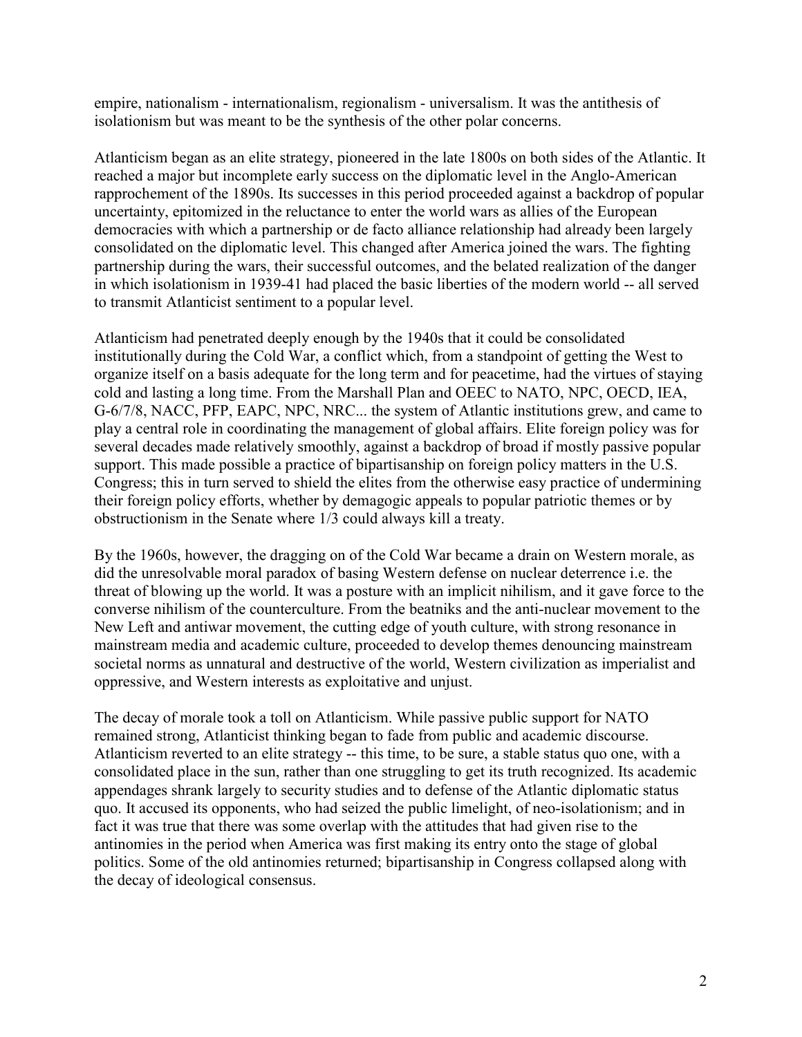empire, nationalism - internationalism, regionalism - universalism. It was the antithesis of isolationism but was meant to be the synthesis of the other polar concerns.

Atlanticism began as an elite strategy, pioneered in the late 1800s on both sides of the Atlantic. It reached a major but incomplete early success on the diplomatic level in the Anglo-American rapprochement of the 1890s. Its successes in this period proceeded against a backdrop of popular uncertainty, epitomized in the reluctance to enter the world wars as allies of the European democracies with which a partnership or de facto alliance relationship had already been largely consolidated on the diplomatic level. This changed after America joined the wars. The fighting partnership during the wars, their successful outcomes, and the belated realization of the danger in which isolationism in 1939-41 had placed the basic liberties of the modern world -- all served to transmit Atlanticist sentiment to a popular level.

Atlanticism had penetrated deeply enough by the 1940s that it could be consolidated institutionally during the Cold War, a conflict which, from a standpoint of getting the West to organize itself on a basis adequate for the long term and for peacetime, had the virtues of staying cold and lasting a long time. From the Marshall Plan and OEEC to NATO, NPC, OECD, IEA, G-6/7/8, NACC, PFP, EAPC, NPC, NRC... the system of Atlantic institutions grew, and came to play a central role in coordinating the management of global affairs. Elite foreign policy was for several decades made relatively smoothly, against a backdrop of broad if mostly passive popular support. This made possible a practice of bipartisanship on foreign policy matters in the U.S. Congress; this in turn served to shield the elites from the otherwise easy practice of undermining their foreign policy efforts, whether by demagogic appeals to popular patriotic themes or by obstructionism in the Senate where 1/3 could always kill a treaty.

By the 1960s, however, the dragging on of the Cold War became a drain on Western morale, as did the unresolvable moral paradox of basing Western defense on nuclear deterrence i.e. the threat of blowing up the world. It was a posture with an implicit nihilism, and it gave force to the converse nihilism of the counterculture. From the beatniks and the anti-nuclear movement to the New Left and antiwar movement, the cutting edge of youth culture, with strong resonance in mainstream media and academic culture, proceeded to develop themes denouncing mainstream societal norms as unnatural and destructive of the world, Western civilization as imperialist and oppressive, and Western interests as exploitative and unjust.

The decay of morale took a toll on Atlanticism. While passive public support for NATO remained strong, Atlanticist thinking began to fade from public and academic discourse. Atlanticism reverted to an elite strategy -- this time, to be sure, a stable status quo one, with a consolidated place in the sun, rather than one struggling to get its truth recognized. Its academic appendages shrank largely to security studies and to defense of the Atlantic diplomatic status quo. It accused its opponents, who had seized the public limelight, of neo-isolationism; and in fact it was true that there was some overlap with the attitudes that had given rise to the antinomies in the period when America was first making its entry onto the stage of global politics. Some of the old antinomies returned; bipartisanship in Congress collapsed along with the decay of ideological consensus.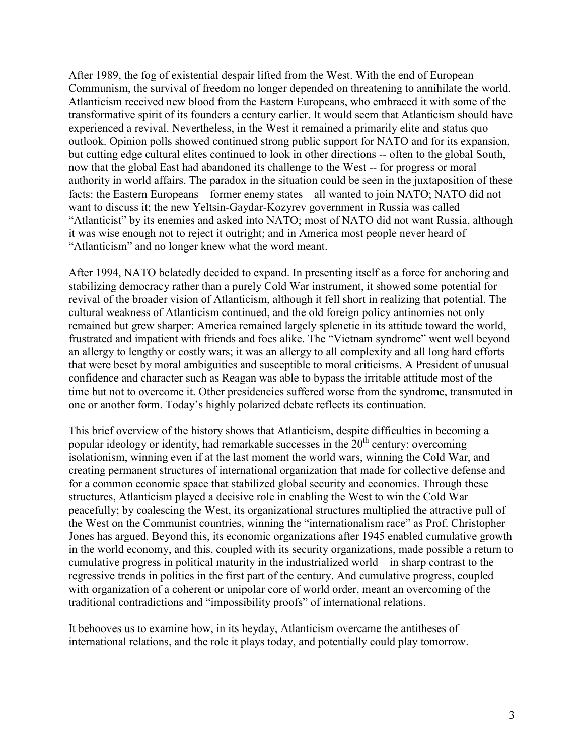After 1989, the fog of existential despair lifted from the West. With the end of European Communism, the survival of freedom no longer depended on threatening to annihilate the world. Atlanticism received new blood from the Eastern Europeans, who embraced it with some of the transformative spirit of its founders a century earlier. It would seem that Atlanticism should have experienced a revival. Nevertheless, in the West it remained a primarily elite and status quo outlook. Opinion polls showed continued strong public support for NATO and for its expansion, but cutting edge cultural elites continued to look in other directions -- often to the global South, now that the global East had abandoned its challenge to the West -- for progress or moral authority in world affairs. The paradox in the situation could be seen in the juxtaposition of these facts: the Eastern Europeans – former enemy states – all wanted to join NATO; NATO did not want to discuss it; the new Yeltsin-Gaydar-Kozyrev government in Russia was called "Atlanticist" by its enemies and asked into NATO; most of NATO did not want Russia, although it was wise enough not to reject it outright; and in America most people never heard of "Atlanticism" and no longer knew what the word meant.

After 1994, NATO belatedly decided to expand. In presenting itself as a force for anchoring and stabilizing democracy rather than a purely Cold War instrument, it showed some potential for revival of the broader vision of Atlanticism, although it fell short in realizing that potential. The cultural weakness of Atlanticism continued, and the old foreign policy antinomies not only remained but grew sharper: America remained largely splenetic in its attitude toward the world, frustrated and impatient with friends and foes alike. The "Vietnam syndrome" went well beyond an allergy to lengthy or costly wars; it was an allergy to all complexity and all long hard efforts that were beset by moral ambiguities and susceptible to moral criticisms. A President of unusual confidence and character such as Reagan was able to bypass the irritable attitude most of the time but not to overcome it. Other presidencies suffered worse from the syndrome, transmuted in one or another form. Today's highly polarized debate reflects its continuation.

This brief overview of the history shows that Atlanticism, despite difficulties in becoming a popular ideology or identity, had remarkable successes in the 20th century: overcoming isolationism, winning even if at the last moment the world wars, winning the Cold War, and creating permanent structures of international organization that made for collective defense and for a common economic space that stabilized global security and economics. Through these structures, Atlanticism played a decisive role in enabling the West to win the Cold War peacefully; by coalescing the West, its organizational structures multiplied the attractive pull of the West on the Communist countries, winning the "internationalism race" as Prof. Christopher Jones has argued. Beyond this, its economic organizations after 1945 enabled cumulative growth in the world economy, and this, coupled with its security organizations, made possible a return to cumulative progress in political maturity in the industrialized world – in sharp contrast to the regressive trends in politics in the first part of the century. And cumulative progress, coupled with organization of a coherent or unipolar core of world order, meant an overcoming of the traditional contradictions and "impossibility proofs" of international relations.

It behooves us to examine how, in its heyday, Atlanticism overcame the antitheses of international relations, and the role it plays today, and potentially could play tomorrow.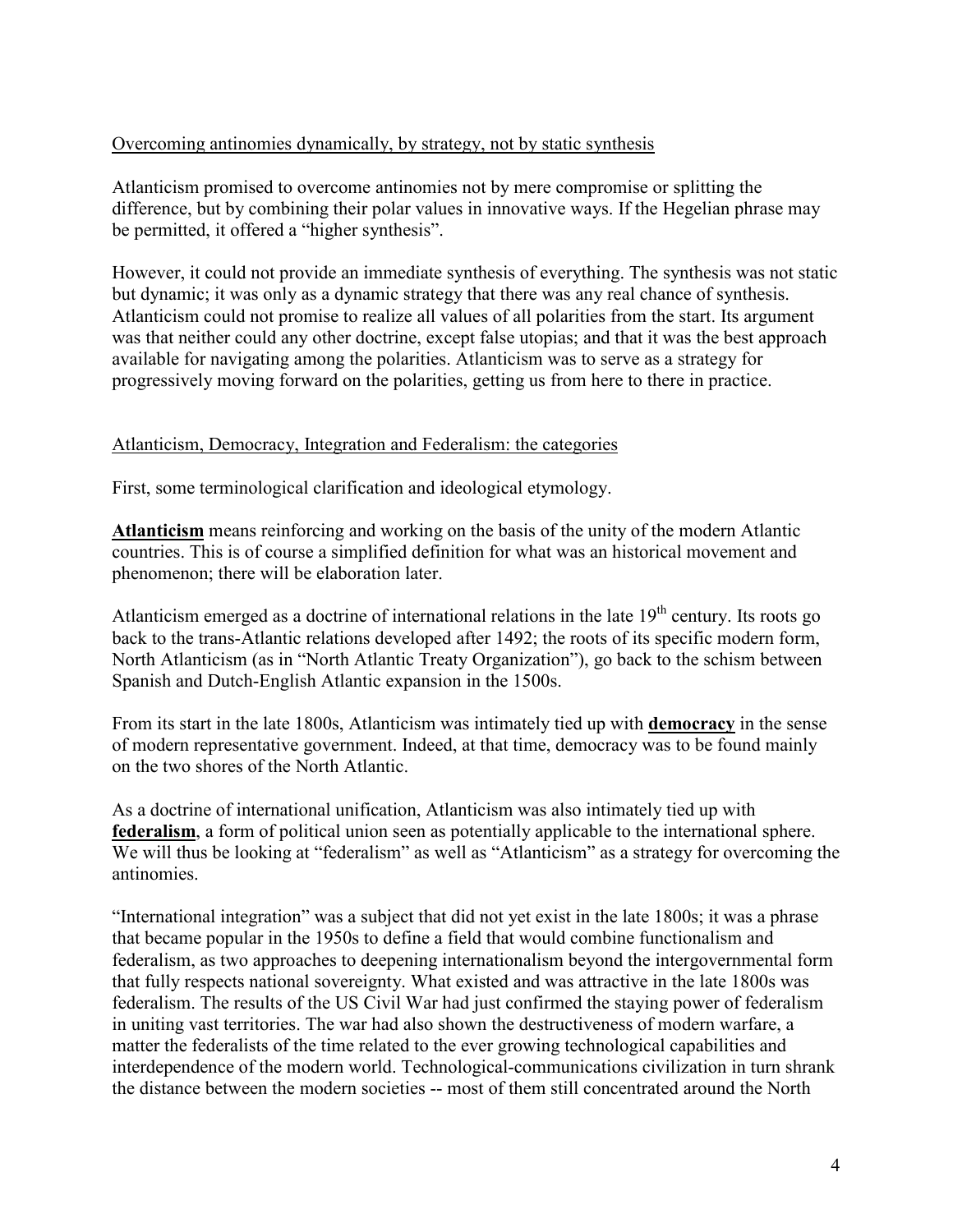## Overcoming antinomies dynamically, by strategy, not by static synthesis

Atlanticism promised to overcome antinomies not by mere compromise or splitting the difference, but by combining their polar values in innovative ways. If the Hegelian phrase may be permitted, it offered a "higher synthesis".

However, it could not provide an immediate synthesis of everything. The synthesis was not static but dynamic; it was only as a dynamic strategy that there was any real chance of synthesis. Atlanticism could not promise to realize all values of all polarities from the start. Its argument was that neither could any other doctrine, except false utopias; and that it was the best approach available for navigating among the polarities. Atlanticism was to serve as a strategy for progressively moving forward on the polarities, getting us from here to there in practice.

## Atlanticism, Democracy, Integration and Federalism: the categories

First, some terminological clarification and ideological etymology.

**Atlanticism** means reinforcing and working on the basis of the unity of the modern Atlantic countries. This is of course a simplified definition for what was an historical movement and phenomenon; there will be elaboration later.

Atlanticism emerged as a doctrine of international relations in the late 19th century. Its roots go back to the trans-Atlantic relations developed after 1492; the roots of its specific modern form, North Atlanticism (as in "North Atlantic Treaty Organization"), go back to the schism between Spanish and Dutch-English Atlantic expansion in the 1500s.

From its start in the late 1800s, Atlanticism was intimately tied up with **democracy** in the sense of modern representative government. Indeed, at that time, democracy was to be found mainly on the two shores of the North Atlantic.

As a doctrine of international unification, Atlanticism was also intimately tied up with **federalism**, a form of political union seen as potentially applicable to the international sphere. We will thus be looking at "federalism" as well as "Atlanticism" as a strategy for overcoming the antinomies.

"International integration" was a subject that did not yet exist in the late 1800s; it was a phrase that became popular in the 1950s to define a field that would combine functionalism and federalism, as two approaches to deepening internationalism beyond the intergovernmental form that fully respects national sovereignty. What existed and was attractive in the late 1800s was federalism. The results of the US Civil War had just confirmed the staying power of federalism in uniting vast territories. The war had also shown the destructiveness of modern warfare, a matter the federalists of the time related to the ever growing technological capabilities and interdependence of the modern world. Technological-communications civilization in turn shrank the distance between the modern societies -- most of them still concentrated around the North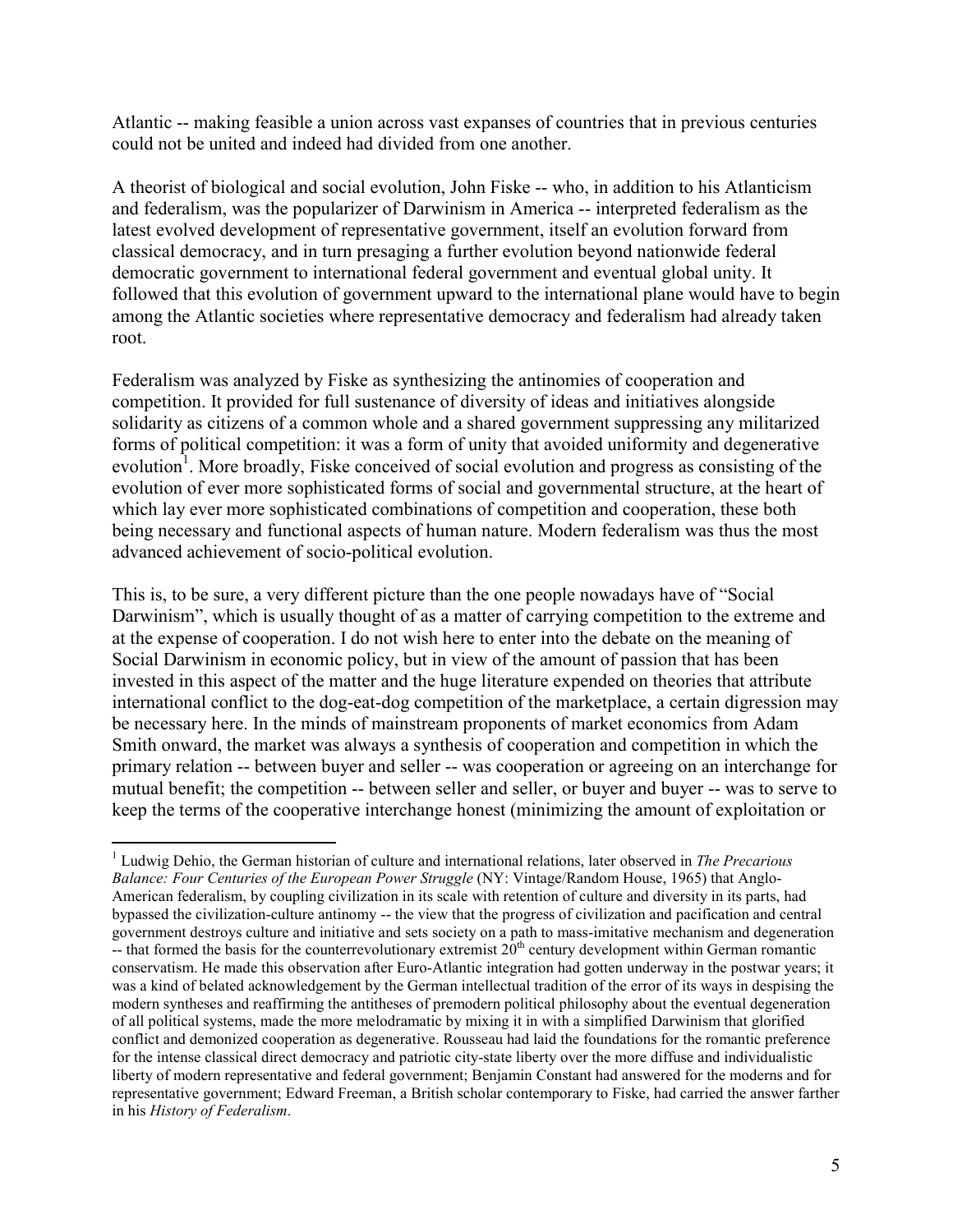Atlantic -- making feasible a union across vast expanses of countries that in previous centuries could not be united and indeed had divided from one another.

A theorist of biological and social evolution, John Fiske -- who, in addition to his Atlanticism and federalism, was the popularizer of Darwinism in America -- interpreted federalism as the latest evolved development of representative government, itself an evolution forward from classical democracy, and in turn presaging a further evolution beyond nationwide federal democratic government to international federal government and eventual global unity. It followed that this evolution of government upward to the international plane would have to begin among the Atlantic societies where representative democracy and federalism had already taken root.

Federalism was analyzed by Fiske as synthesizing the antinomies of cooperation and competition. It provided for full sustenance of diversity of ideas and initiatives alongside solidarity as citizens of a common whole and a shared government suppressing any militarized forms of political competition: it was a form of unity that avoided uniformity and degenerative evolution[1]. More broadly, Fiske conceived of social evolution and progress as consisting of the evolution of ever more sophisticated forms of social and governmental structure, at the heart of which lay ever more sophisticated combinations of competition and cooperation, these both being necessary and functional aspects of human nature. Modern federalism was thus the most advanced achievement of socio-political evolution.

This is, to be sure, a very different picture than the one people nowadays have of "Social Darwinism", which is usually thought of as a matter of carrying competition to the extreme and at the expense of cooperation. I do not wish here to enter into the debate on the meaning of Social Darwinism in economic policy, but in view of the amount of passion that has been invested in this aspect of the matter and the huge literature expended on theories that attribute international conflict to the dog-eat-dog competition of the marketplace, a certain digression may be necessary here. In the minds of mainstream proponents of market economics from Adam Smith onward, the market was always a synthesis of cooperation and competition in which the primary relation -- between buyer and seller -- was cooperation or agreeing on an interchange for mutual benefit; the competition -- between seller and seller, or buyer and buyer -- was to serve to keep the terms of the cooperative interchange honest (minimizing the amount of exploitation or

---

[1] Ludwig Dehio, the German historian of culture and international relations, later observed in *The Precarious Balance: Four Centuries of the European Power Struggle* (NY: Vintage/Random House, 1965) that Anglo-American federalism, by coupling civilization in its scale with retention of culture and diversity in its parts, had bypassed the civilization-culture antinomy -- the view that the progress of civilization and pacification and central government destroys culture and initiative and sets society on a path to mass-imitative mechanism and degeneration -- that formed the basis for the counterrevolutionary extremist 20th century development within German romantic conservatism. He made this observation after Euro-Atlantic integration had gotten underway in the postwar years; it was a kind of belated acknowledgement by the German intellectual tradition of the error of its ways in despising the modern syntheses and reaffirming the antitheses of premodern political philosophy about the eventual degeneration of all political systems, made the more melodramatic by mixing it in with a simplified Darwinism that glorified conflict and demonized cooperation as degenerative. Rousseau had laid the foundations for the romantic preference for the intense classical direct democracy and patriotic city-state liberty over the more diffuse and individualistic liberty of modern representative and federal government; Benjamin Constant had answered for the moderns and for representative government; Edward Freeman, a British scholar contemporary to Fiske, had carried the answer farther in his *History of Federalism*.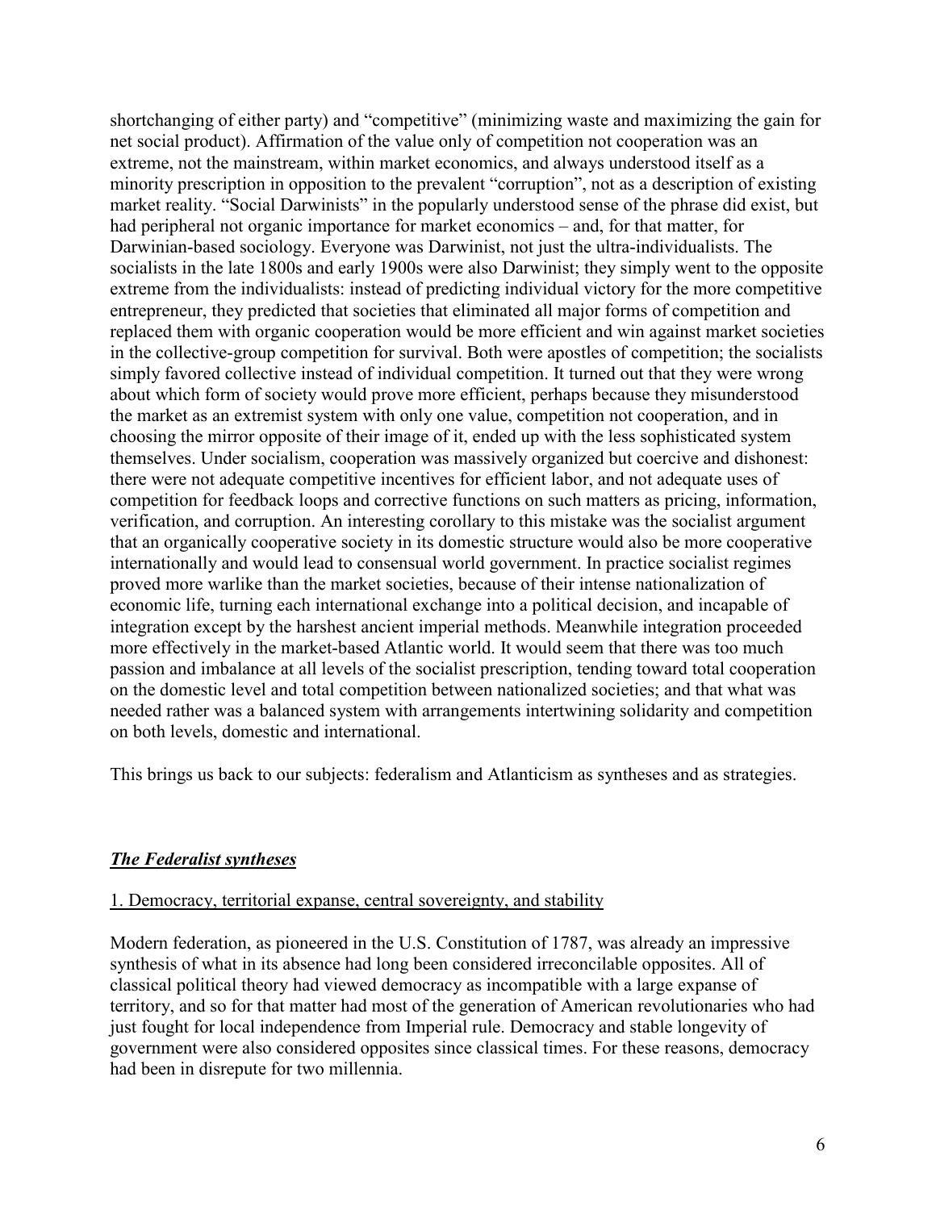shortchanging of either party) and "competitive" (minimizing waste and maximizing the gain for net social product). Affirmation of the value only of competition not cooperation was an extreme, not the mainstream, within market economics, and always understood itself as a minority prescription in opposition to the prevalent "corruption", not as a description of existing market reality. "Social Darwinists" in the popularly understood sense of the phrase did exist, but had peripheral not organic importance for market economics – and, for that matter, for Darwinian-based sociology. Everyone was Darwinist, not just the ultra-individualists. The socialists in the late 1800s and early 1900s were also Darwinist; they simply went to the opposite extreme from the individualists: instead of predicting individual victory for the more competitive entrepreneur, they predicted that societies that eliminated all major forms of competition and replaced them with organic cooperation would be more efficient and win against market societies in the collective-group competition for survival. Both were apostles of competition; the socialists simply favored collective instead of individual competition. It turned out that they were wrong about which form of society would prove more efficient, perhaps because they misunderstood the market as an extremist system with only one value, competition not cooperation, and in choosing the mirror opposite of their image of it, ended up with the less sophisticated system themselves. Under socialism, cooperation was massively organized but coercive and dishonest: there were not adequate competitive incentives for efficient labor, and not adequate uses of competition for feedback loops and corrective functions on such matters as pricing, information, verification, and corruption. An interesting corollary to this mistake was the socialist argument that an organically cooperative society in its domestic structure would also be more cooperative internationally and would lead to consensual world government. In practice socialist regimes proved more warlike than the market societies, because of their intense nationalization of economic life, turning each international exchange into a political decision, and incapable of integration except by the harshest ancient imperial methods. Meanwhile integration proceeded more effectively in the market-based Atlantic world. It would seem that there was too much passion and imbalance at all levels of the socialist prescription, tending toward total cooperation on the domestic level and total competition between nationalized societies; and that what was needed rather was a balanced system with arrangements intertwining solidarity and competition on both levels, domestic and international.

This brings us back to our subjects: federalism and Atlanticism as syntheses and as strategies.

## ***The Federalist syntheses***

### 1. Democracy, territorial expanse, central sovereignty, and stability

Modern federation, as pioneered in the U.S. Constitution of 1787, was already an impressive synthesis of what in its absence had long been considered irreconcilable opposites. All of classical political theory had viewed democracy as incompatible with a large expanse of territory, and so for that matter had most of the generation of American revolutionaries who had just fought for local independence from Imperial rule. Democracy and stable longevity of government were also considered opposites since classical times. For these reasons, democracy had been in disrepute for two millennia.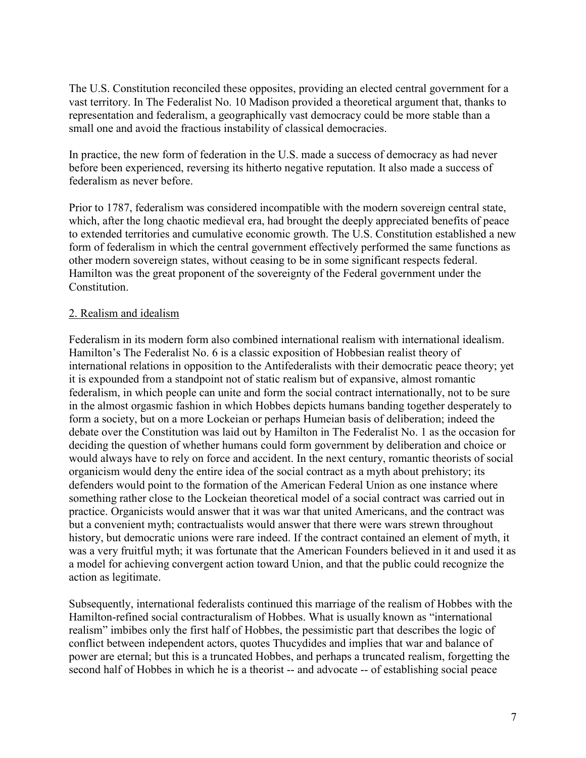The U.S. Constitution reconciled these opposites, providing an elected central government for a vast territory. In The Federalist No. 10 Madison provided a theoretical argument that, thanks to representation and federalism, a geographically vast democracy could be more stable than a small one and avoid the fractious instability of classical democracies.

In practice, the new form of federation in the U.S. made a success of democracy as had never before been experienced, reversing its hitherto negative reputation. It also made a success of federalism as never before.

Prior to 1787, federalism was considered incompatible with the modern sovereign central state, which, after the long chaotic medieval era, had brought the deeply appreciated benefits of peace to extended territories and cumulative economic growth. The U.S. Constitution established a new form of federalism in which the central government effectively performed the same functions as other modern sovereign states, without ceasing to be in some significant respects federal. Hamilton was the great proponent of the sovereignty of the Federal government under the Constitution.

## 2. Realism and idealism

Federalism in its modern form also combined international realism with international idealism. Hamilton's The Federalist No. 6 is a classic exposition of Hobbesian realist theory of international relations in opposition to the Antifederalists with their democratic peace theory; yet it is expounded from a standpoint not of static realism but of expansive, almost romantic federalism, in which people can unite and form the social contract internationally, not to be sure in the almost orgasmic fashion in which Hobbes depicts humans banding together desperately to form a society, but on a more Lockeian or perhaps Humeian basis of deliberation; indeed the debate over the Constitution was laid out by Hamilton in The Federalist No. 1 as the occasion for deciding the question of whether humans could form government by deliberation and choice or would always have to rely on force and accident. In the next century, romantic theorists of social organicism would deny the entire idea of the social contract as a myth about prehistory; its defenders would point to the formation of the American Federal Union as one instance where something rather close to the Lockeian theoretical model of a social contract was carried out in practice. Organicists would answer that it was war that united Americans, and the contract was but a convenient myth; contractualists would answer that there were wars strewn throughout history, but democratic unions were rare indeed. If the contract contained an element of myth, it was a very fruitful myth; it was fortunate that the American Founders believed in it and used it as a model for achieving convergent action toward Union, and that the public could recognize the action as legitimate.

Subsequently, international federalists continued this marriage of the realism of Hobbes with the Hamilton-refined social contracturalism of Hobbes. What is usually known as "international realism" imbibes only the first half of Hobbes, the pessimistic part that describes the logic of conflict between independent actors, quotes Thucydides and implies that war and balance of power are eternal; but this is a truncated Hobbes, and perhaps a truncated realism, forgetting the second half of Hobbes in which he is a theorist -- and advocate -- of establishing social peace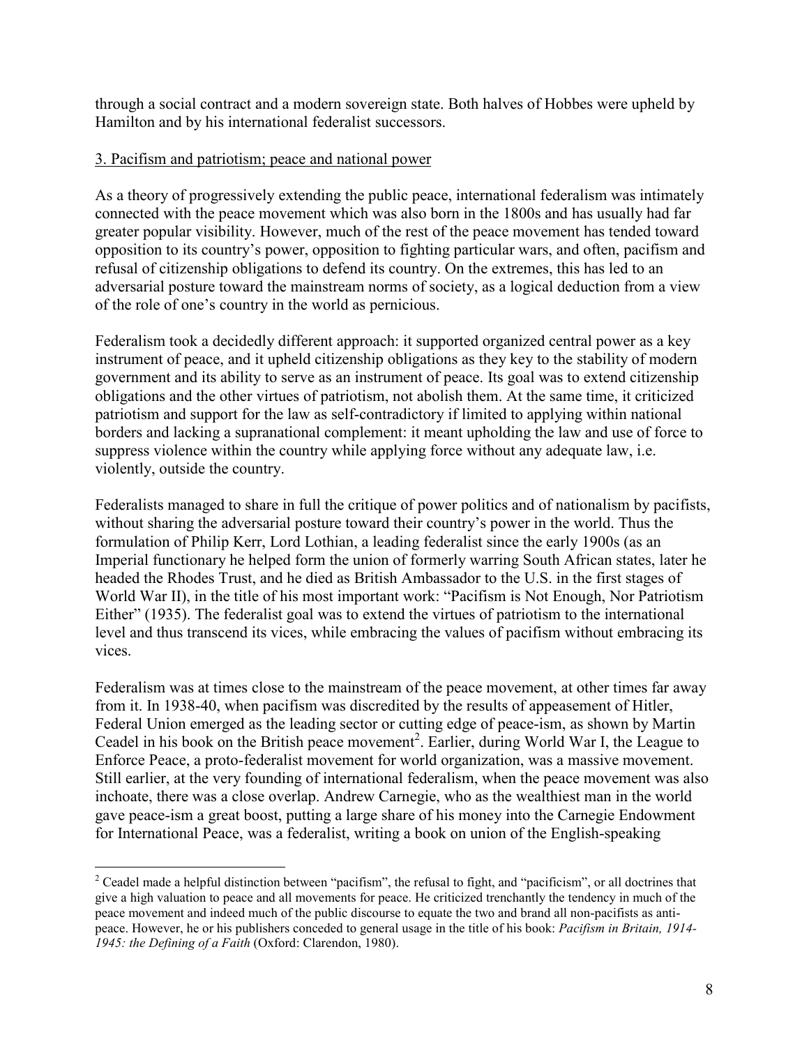through a social contract and a modern sovereign state. Both halves of Hobbes were upheld by Hamilton and by his international federalist successors.

## 3. Pacifism and patriotism; peace and national power

As a theory of progressively extending the public peace, international federalism was intimately connected with the peace movement which was also born in the 1800s and has usually had far greater popular visibility. However, much of the rest of the peace movement has tended toward opposition to its country's power, opposition to fighting particular wars, and often, pacifism and refusal of citizenship obligations to defend its country. On the extremes, this has led to an adversarial posture toward the mainstream norms of society, as a logical deduction from a view of the role of one's country in the world as pernicious.

Federalism took a decidedly different approach: it supported organized central power as a key instrument of peace, and it upheld citizenship obligations as they key to the stability of modern government and its ability to serve as an instrument of peace. Its goal was to extend citizenship obligations and the other virtues of patriotism, not abolish them. At the same time, it criticized patriotism and support for the law as self-contradictory if limited to applying within national borders and lacking a supranational complement: it meant upholding the law and use of force to suppress violence within the country while applying force without any adequate law, i.e. violently, outside the country.

Federalists managed to share in full the critique of power politics and of nationalism by pacifists, without sharing the adversarial posture toward their country's power in the world. Thus the formulation of Philip Kerr, Lord Lothian, a leading federalist since the early 1900s (as an Imperial functionary he helped form the union of formerly warring South African states, later he headed the Rhodes Trust, and he died as British Ambassador to the U.S. in the first stages of World War II), in the title of his most important work: "Pacifism is Not Enough, Nor Patriotism Either" (1935). The federalist goal was to extend the virtues of patriotism to the international level and thus transcend its vices, while embracing the values of pacifism without embracing its vices.

Federalism was at times close to the mainstream of the peace movement, at other times far away from it. In 1938-40, when pacifism was discredited by the results of appeasement of Hitler, Federal Union emerged as the leading sector or cutting edge of peace-ism, as shown by Martin Ceadel in his book on the British peace movement[2]. Earlier, during World War I, the League to Enforce Peace, a proto-federalist movement for world organization, was a massive movement. Still earlier, at the very founding of international federalism, when the peace movement was also inchoate, there was a close overlap. Andrew Carnegie, who as the wealthiest man in the world gave peace-ism a great boost, putting a large share of his money into the Carnegie Endowment for International Peace, was a federalist, writing a book on union of the English-speaking

---

[2] Ceadel made a helpful distinction between "pacifism", the refusal to fight, and "pacificism", or all doctrines that give a high valuation to peace and all movements for peace. He criticized trenchantly the tendency in much of the peace movement and indeed much of the public discourse to equate the two and brand all non-pacifists as anti-peace. However, he or his publishers conceded to general usage in the title of his book: *Pacifism in Britain, 1914-1945: the Defining of a Faith* (Oxford: Clarendon, 1980).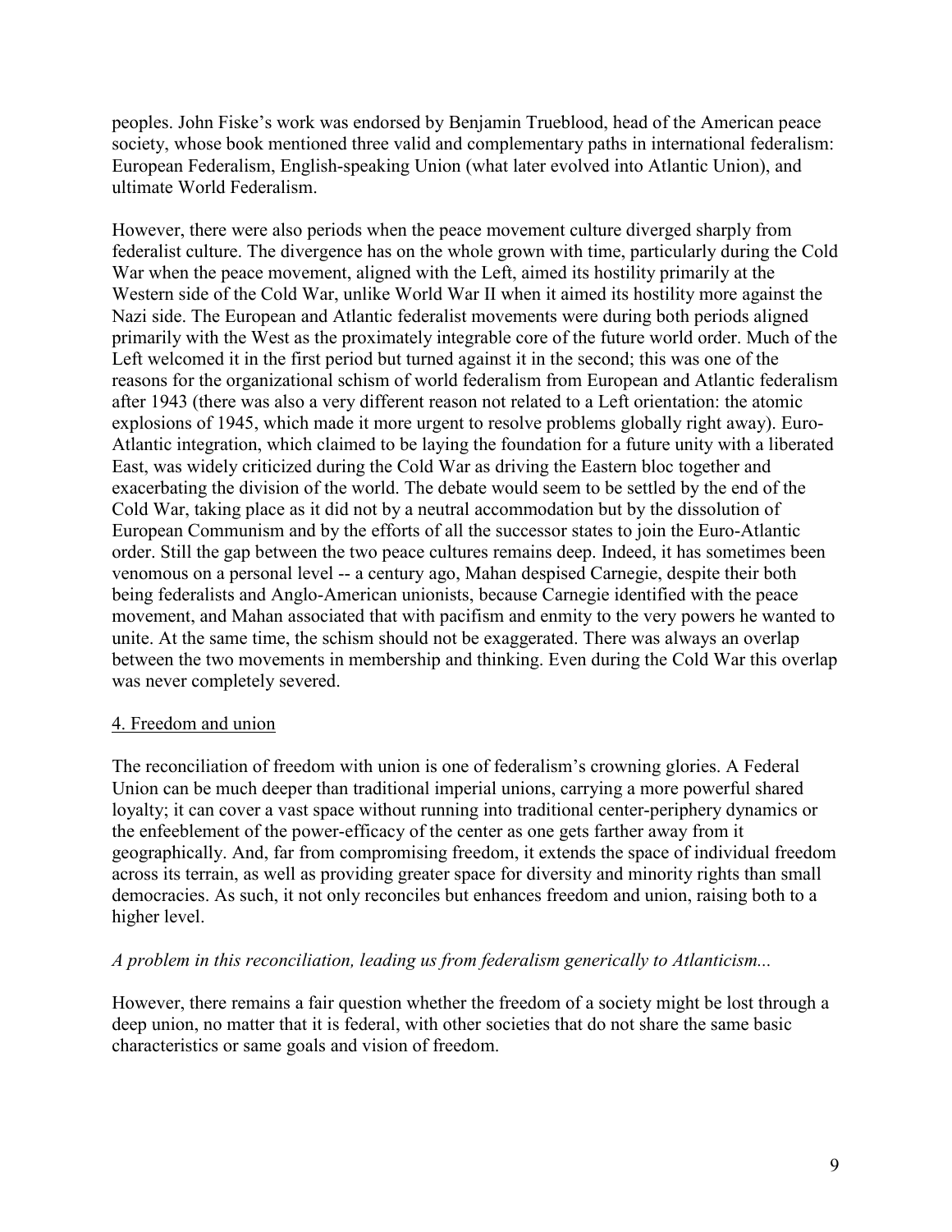peoples. John Fiske's work was endorsed by Benjamin Trueblood, head of the American peace society, whose book mentioned three valid and complementary paths in international federalism: European Federalism, English-speaking Union (what later evolved into Atlantic Union), and ultimate World Federalism.

However, there were also periods when the peace movement culture diverged sharply from federalist culture. The divergence has on the whole grown with time, particularly during the Cold War when the peace movement, aligned with the Left, aimed its hostility primarily at the Western side of the Cold War, unlike World War II when it aimed its hostility more against the Nazi side. The European and Atlantic federalist movements were during both periods aligned primarily with the West as the proximately integrable core of the future world order. Much of the Left welcomed it in the first period but turned against it in the second; this was one of the reasons for the organizational schism of world federalism from European and Atlantic federalism after 1943 (there was also a very different reason not related to a Left orientation: the atomic explosions of 1945, which made it more urgent to resolve problems globally right away). Euro-Atlantic integration, which claimed to be laying the foundation for a future unity with a liberated East, was widely criticized during the Cold War as driving the Eastern bloc together and exacerbating the division of the world. The debate would seem to be settled by the end of the Cold War, taking place as it did not by a neutral accommodation but by the dissolution of European Communism and by the efforts of all the successor states to join the Euro-Atlantic order. Still the gap between the two peace cultures remains deep. Indeed, it has sometimes been venomous on a personal level -- a century ago, Mahan despised Carnegie, despite their both being federalists and Anglo-American unionists, because Carnegie identified with the peace movement, and Mahan associated that with pacifism and enmity to the very powers he wanted to unite. At the same time, the schism should not be exaggerated. There was always an overlap between the two movements in membership and thinking. Even during the Cold War this overlap was never completely severed.

## 4. Freedom and union

The reconciliation of freedom with union is one of federalism's crowning glories. A Federal Union can be much deeper than traditional imperial unions, carrying a more powerful shared loyalty; it can cover a vast space without running into traditional center-periphery dynamics or the enfeeblement of the power-efficacy of the center as one gets farther away from it geographically. And, far from compromising freedom, it extends the space of individual freedom across its terrain, as well as providing greater space for diversity and minority rights than small democracies. As such, it not only reconciles but enhances freedom and union, raising both to a higher level.

*A problem in this reconciliation, leading us from federalism generically to Atlanticism...*

However, there remains a fair question whether the freedom of a society might be lost through a deep union, no matter that it is federal, with other societies that do not share the same basic characteristics or same goals and vision of freedom.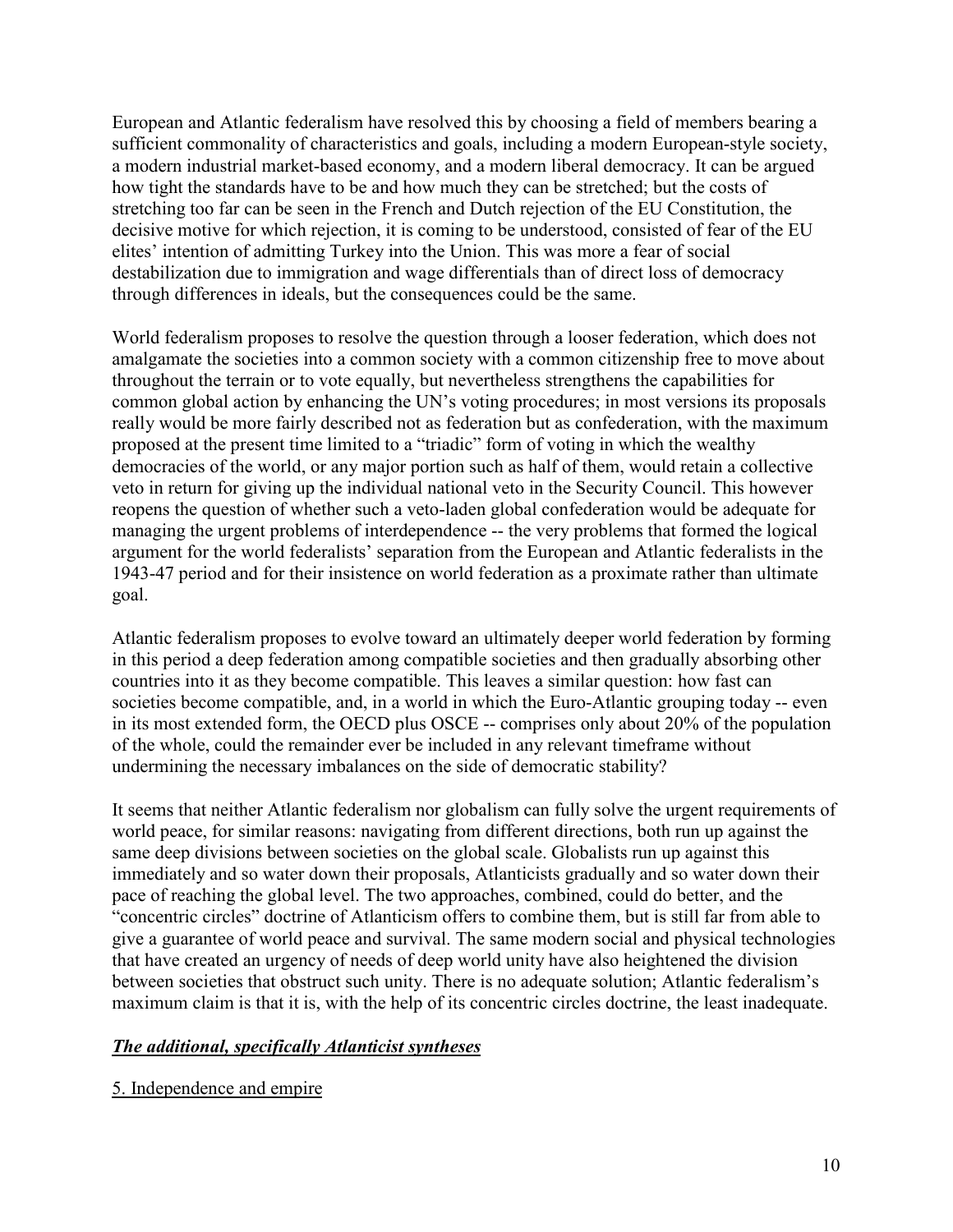European and Atlantic federalism have resolved this by choosing a field of members bearing a sufficient commonality of characteristics and goals, including a modern European-style society, a modern industrial market-based economy, and a modern liberal democracy. It can be argued how tight the standards have to be and how much they can be stretched; but the costs of stretching too far can be seen in the French and Dutch rejection of the EU Constitution, the decisive motive for which rejection, it is coming to be understood, consisted of fear of the EU elites' intention of admitting Turkey into the Union. This was more a fear of social destabilization due to immigration and wage differentials than of direct loss of democracy through differences in ideals, but the consequences could be the same.

World federalism proposes to resolve the question through a looser federation, which does not amalgamate the societies into a common society with a common citizenship free to move about throughout the terrain or to vote equally, but nevertheless strengthens the capabilities for common global action by enhancing the UN's voting procedures; in most versions its proposals really would be more fairly described not as federation but as confederation, with the maximum proposed at the present time limited to a "triadic" form of voting in which the wealthy democracies of the world, or any major portion such as half of them, would retain a collective veto in return for giving up the individual national veto in the Security Council. This however reopens the question of whether such a veto-laden global confederation would be adequate for managing the urgent problems of interdependence -- the very problems that formed the logical argument for the world federalists' separation from the European and Atlantic federalists in the 1943-47 period and for their insistence on world federation as a proximate rather than ultimate goal.

Atlantic federalism proposes to evolve toward an ultimately deeper world federation by forming in this period a deep federation among compatible societies and then gradually absorbing other countries into it as they become compatible. This leaves a similar question: how fast can societies become compatible, and, in a world in which the Euro-Atlantic grouping today -- even in its most extended form, the OECD plus OSCE -- comprises only about 20% of the population of the whole, could the remainder ever be included in any relevant timeframe without undermining the necessary imbalances on the side of democratic stability?

It seems that neither Atlantic federalism nor globalism can fully solve the urgent requirements of world peace, for similar reasons: navigating from different directions, both run up against the same deep divisions between societies on the global scale. Globalists run up against this immediately and so water down their proposals, Atlanticists gradually and so water down their pace of reaching the global level. The two approaches, combined, could do better, and the "concentric circles" doctrine of Atlanticism offers to combine them, but is still far from able to give a guarantee of world peace and survival. The same modern social and physical technologies that have created an urgency of needs of deep world unity have also heightened the division between societies that obstruct such unity. There is no adequate solution; Atlantic federalism's maximum claim is that it is, with the help of its concentric circles doctrine, the least inadequate.

## ***The additional, specifically Atlanticist syntheses***

### 5. Independence and empire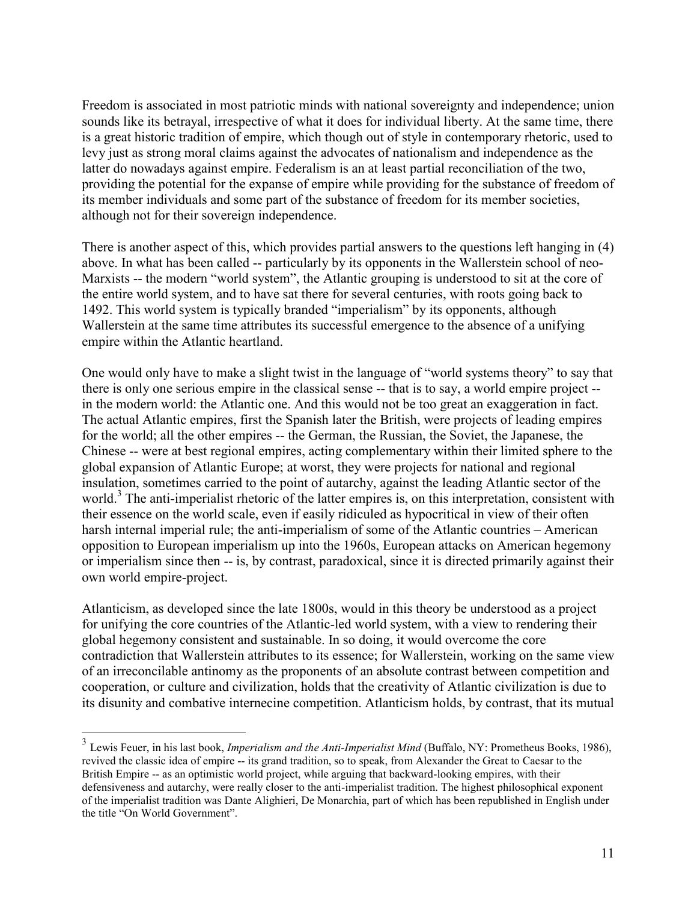Freedom is associated in most patriotic minds with national sovereignty and independence; union sounds like its betrayal, irrespective of what it does for individual liberty. At the same time, there is a great historic tradition of empire, which though out of style in contemporary rhetoric, used to levy just as strong moral claims against the advocates of nationalism and independence as the latter do nowadays against empire. Federalism is an at least partial reconciliation of the two, providing the potential for the expanse of empire while providing for the substance of freedom of its member individuals and some part of the substance of freedom for its member societies, although not for their sovereign independence.

There is another aspect of this, which provides partial answers to the questions left hanging in (4) above. In what has been called -- particularly by its opponents in the Wallerstein school of neo-Marxists -- the modern "world system", the Atlantic grouping is understood to sit at the core of the entire world system, and to have sat there for several centuries, with roots going back to 1492. This world system is typically branded "imperialism" by its opponents, although Wallerstein at the same time attributes its successful emergence to the absence of a unifying empire within the Atlantic heartland.

One would only have to make a slight twist in the language of "world systems theory" to say that there is only one serious empire in the classical sense -- that is to say, a world empire project -- in the modern world: the Atlantic one. And this would not be too great an exaggeration in fact. The actual Atlantic empires, first the Spanish later the British, were projects of leading empires for the world; all the other empires -- the German, the Russian, the Soviet, the Japanese, the Chinese -- were at best regional empires, acting complementary within their limited sphere to the global expansion of Atlantic Europe; at worst, they were projects for national and regional insulation, sometimes carried to the point of autarchy, against the leading Atlantic sector of the world.[3] The anti-imperialist rhetoric of the latter empires is, on this interpretation, consistent with their essence on the world scale, even if easily ridiculed as hypocritical in view of their often harsh internal imperial rule; the anti-imperialism of some of the Atlantic countries – American opposition to European imperialism up into the 1960s, European attacks on American hegemony or imperialism since then -- is, by contrast, paradoxical, since it is directed primarily against their own world empire-project.

Atlanticism, as developed since the late 1800s, would in this theory be understood as a project for unifying the core countries of the Atlantic-led world system, with a view to rendering their global hegemony consistent and sustainable. In so doing, it would overcome the core contradiction that Wallerstein attributes to its essence; for Wallerstein, working on the same view of an irreconcilable antinomy as the proponents of an absolute contrast between competition and cooperation, or culture and civilization, holds that the creativity of Atlantic civilization is due to its disunity and combative internecine competition. Atlanticism holds, by contrast, that its mutual

[3] Lewis Feuer, in his last book, *Imperialism and the Anti-Imperialist Mind* (Buffalo, NY: Prometheus Books, 1986), revived the classic idea of empire -- its grand tradition, so to speak, from Alexander the Great to Caesar to the British Empire -- as an optimistic world project, while arguing that backward-looking empires, with their defensiveness and autarchy, were really closer to the anti-imperialist tradition. The highest philosophical exponent of the imperialist tradition was Dante Alighieri, De Monarchia, part of which has been republished in English under the title "On World Government".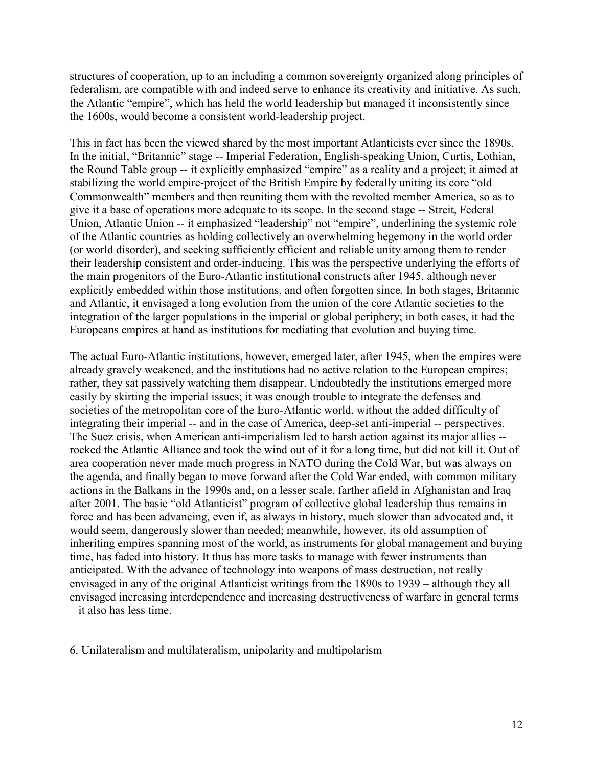structures of cooperation, up to an including a common sovereignty organized along principles of federalism, are compatible with and indeed serve to enhance its creativity and initiative. As such, the Atlantic "empire", which has held the world leadership but managed it inconsistently since the 1600s, would become a consistent world-leadership project.

This in fact has been the viewed shared by the most important Atlanticists ever since the 1890s. In the initial, "Britannic" stage -- Imperial Federation, English-speaking Union, Curtis, Lothian, the Round Table group -- it explicitly emphasized "empire" as a reality and a project; it aimed at stabilizing the world empire-project of the British Empire by federally uniting its core "old Commonwealth" members and then reuniting them with the revolted member America, so as to give it a base of operations more adequate to its scope. In the second stage -- Streit, Federal Union, Atlantic Union -- it emphasized "leadership" not "empire", underlining the systemic role of the Atlantic countries as holding collectively an overwhelming hegemony in the world order (or world disorder), and seeking sufficiently efficient and reliable unity among them to render their leadership consistent and order-inducing. This was the perspective underlying the efforts of the main progenitors of the Euro-Atlantic institutional constructs after 1945, although never explicitly embedded within those institutions, and often forgotten since. In both stages, Britannic and Atlantic, it envisaged a long evolution from the union of the core Atlantic societies to the integration of the larger populations in the imperial or global periphery; in both cases, it had the Europeans empires at hand as institutions for mediating that evolution and buying time.

The actual Euro-Atlantic institutions, however, emerged later, after 1945, when the empires were already gravely weakened, and the institutions had no active relation to the European empires; rather, they sat passively watching them disappear. Undoubtedly the institutions emerged more easily by skirting the imperial issues; it was enough trouble to integrate the defenses and societies of the metropolitan core of the Euro-Atlantic world, without the added difficulty of integrating their imperial -- and in the case of America, deep-set anti-imperial -- perspectives. The Suez crisis, when American anti-imperialism led to harsh action against its major allies -- rocked the Atlantic Alliance and took the wind out of it for a long time, but did not kill it. Out of area cooperation never made much progress in NATO during the Cold War, but was always on the agenda, and finally began to move forward after the Cold War ended, with common military actions in the Balkans in the 1990s and, on a lesser scale, farther afield in Afghanistan and Iraq after 2001. The basic "old Atlanticist" program of collective global leadership thus remains in force and has been advancing, even if, as always in history, much slower than advocated and, it would seem, dangerously slower than needed; meanwhile, however, its old assumption of inheriting empires spanning most of the world, as instruments for global management and buying time, has faded into history. It thus has more tasks to manage with fewer instruments than anticipated. With the advance of technology into weapons of mass destruction, not really envisaged in any of the original Atlanticist writings from the 1890s to 1939 – although they all envisaged increasing interdependence and increasing destructiveness of warfare in general terms – it also has less time.

## 6. Unilateralism and multilateralism, unipolarity and multipolarism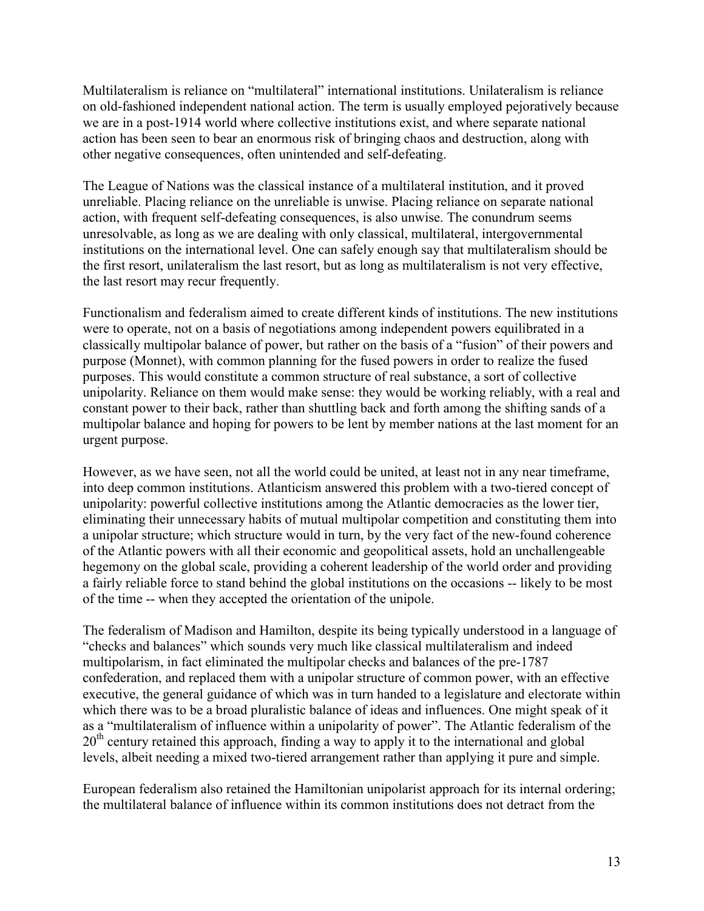Multilateralism is reliance on "multilateral" international institutions. Unilateralism is reliance on old-fashioned independent national action. The term is usually employed pejoratively because we are in a post-1914 world where collective institutions exist, and where separate national action has been seen to bear an enormous risk of bringing chaos and destruction, along with other negative consequences, often unintended and self-defeating.

The League of Nations was the classical instance of a multilateral institution, and it proved unreliable. Placing reliance on the unreliable is unwise. Placing reliance on separate national action, with frequent self-defeating consequences, is also unwise. The conundrum seems unresolvable, as long as we are dealing with only classical, multilateral, intergovernmental institutions on the international level. One can safely enough say that multilateralism should be the first resort, unilateralism the last resort, but as long as multilateralism is not very effective, the last resort may recur frequently.

Functionalism and federalism aimed to create different kinds of institutions. The new institutions were to operate, not on a basis of negotiations among independent powers equilibrated in a classically multipolar balance of power, but rather on the basis of a "fusion" of their powers and purpose (Monnet), with common planning for the fused powers in order to realize the fused purposes. This would constitute a common structure of real substance, a sort of collective unipolarity. Reliance on them would make sense: they would be working reliably, with a real and constant power to their back, rather than shuttling back and forth among the shifting sands of a multipolar balance and hoping for powers to be lent by member nations at the last moment for an urgent purpose.

However, as we have seen, not all the world could be united, at least not in any near timeframe, into deep common institutions. Atlanticism answered this problem with a two-tiered concept of unipolarity: powerful collective institutions among the Atlantic democracies as the lower tier, eliminating their unnecessary habits of mutual multipolar competition and constituting them into a unipolar structure; which structure would in turn, by the very fact of the new-found coherence of the Atlantic powers with all their economic and geopolitical assets, hold an unchallengeable hegemony on the global scale, providing a coherent leadership of the world order and providing a fairly reliable force to stand behind the global institutions on the occasions -- likely to be most of the time -- when they accepted the orientation of the unipole.

The federalism of Madison and Hamilton, despite its being typically understood in a language of "checks and balances" which sounds very much like classical multilateralism and indeed multipolarism, in fact eliminated the multipolar checks and balances of the pre-1787 confederation, and replaced them with a unipolar structure of common power, with an effective executive, the general guidance of which was in turn handed to a legislature and electorate within which there was to be a broad pluralistic balance of ideas and influences. One might speak of it as a "multilateralism of influence within a unipolarity of power". The Atlantic federalism of the 20th century retained this approach, finding a way to apply it to the international and global levels, albeit needing a mixed two-tiered arrangement rather than applying it pure and simple.

European federalism also retained the Hamiltonian unipolarist approach for its internal ordering; the multilateral balance of influence within its common institutions does not detract from the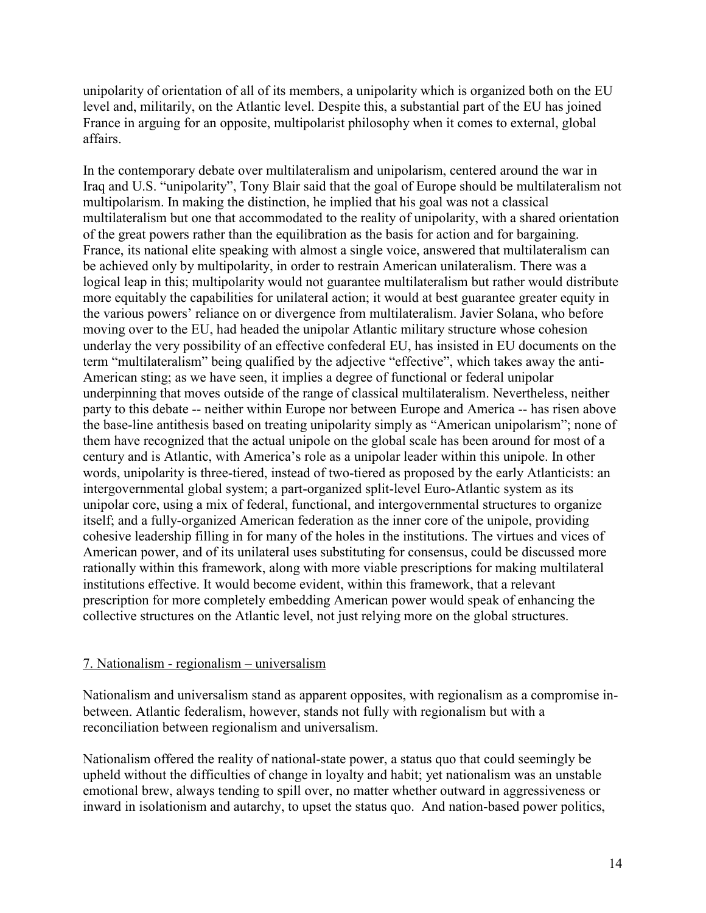unipolarity of orientation of all of its members, a unipolarity which is organized both on the EU level and, militarily, on the Atlantic level. Despite this, a substantial part of the EU has joined France in arguing for an opposite, multipolarist philosophy when it comes to external, global affairs.

In the contemporary debate over multilateralism and unipolarism, centered around the war in Iraq and U.S. "unipolarity", Tony Blair said that the goal of Europe should be multilateralism not multipolarism. In making the distinction, he implied that his goal was not a classical multilateralism but one that accommodated to the reality of unipolarity, with a shared orientation of the great powers rather than the equilibration as the basis for action and for bargaining. France, its national elite speaking with almost a single voice, answered that multilateralism can be achieved only by multipolarity, in order to restrain American unilateralism. There was a logical leap in this; multipolarity would not guarantee multilateralism but rather would distribute more equitably the capabilities for unilateral action; it would at best guarantee greater equity in the various powers' reliance on or divergence from multilateralism. Javier Solana, who before moving over to the EU, had headed the unipolar Atlantic military structure whose cohesion underlay the very possibility of an effective confederal EU, has insisted in EU documents on the term "multilateralism" being qualified by the adjective "effective", which takes away the anti-American sting; as we have seen, it implies a degree of functional or federal unipolar underpinning that moves outside of the range of classical multilateralism. Nevertheless, neither party to this debate -- neither within Europe nor between Europe and America -- has risen above the base-line antithesis based on treating unipolarity simply as "American unipolarism"; none of them have recognized that the actual unipole on the global scale has been around for most of a century and is Atlantic, with America's role as a unipolar leader within this unipole. In other words, unipolarity is three-tiered, instead of two-tiered as proposed by the early Atlanticists: an intergovernmental global system; a part-organized split-level Euro-Atlantic system as its unipolar core, using a mix of federal, functional, and intergovernmental structures to organize itself; and a fully-organized American federation as the inner core of the unipole, providing cohesive leadership filling in for many of the holes in the institutions. The virtues and vices of American power, and of its unilateral uses substituting for consensus, could be discussed more rationally within this framework, along with more viable prescriptions for making multilateral institutions effective. It would become evident, within this framework, that a relevant prescription for more completely embedding American power would speak of enhancing the collective structures on the Atlantic level, not just relying more on the global structures.

## 7. Nationalism - regionalism – universalism

Nationalism and universalism stand as apparent opposites, with regionalism as a compromise in-between. Atlantic federalism, however, stands not fully with regionalism but with a reconciliation between regionalism and universalism.

Nationalism offered the reality of national-state power, a status quo that could seemingly be upheld without the difficulties of change in loyalty and habit; yet nationalism was an unstable emotional brew, always tending to spill over, no matter whether outward in aggressiveness or inward in isolationism and autarchy, to upset the status quo. And nation-based power politics,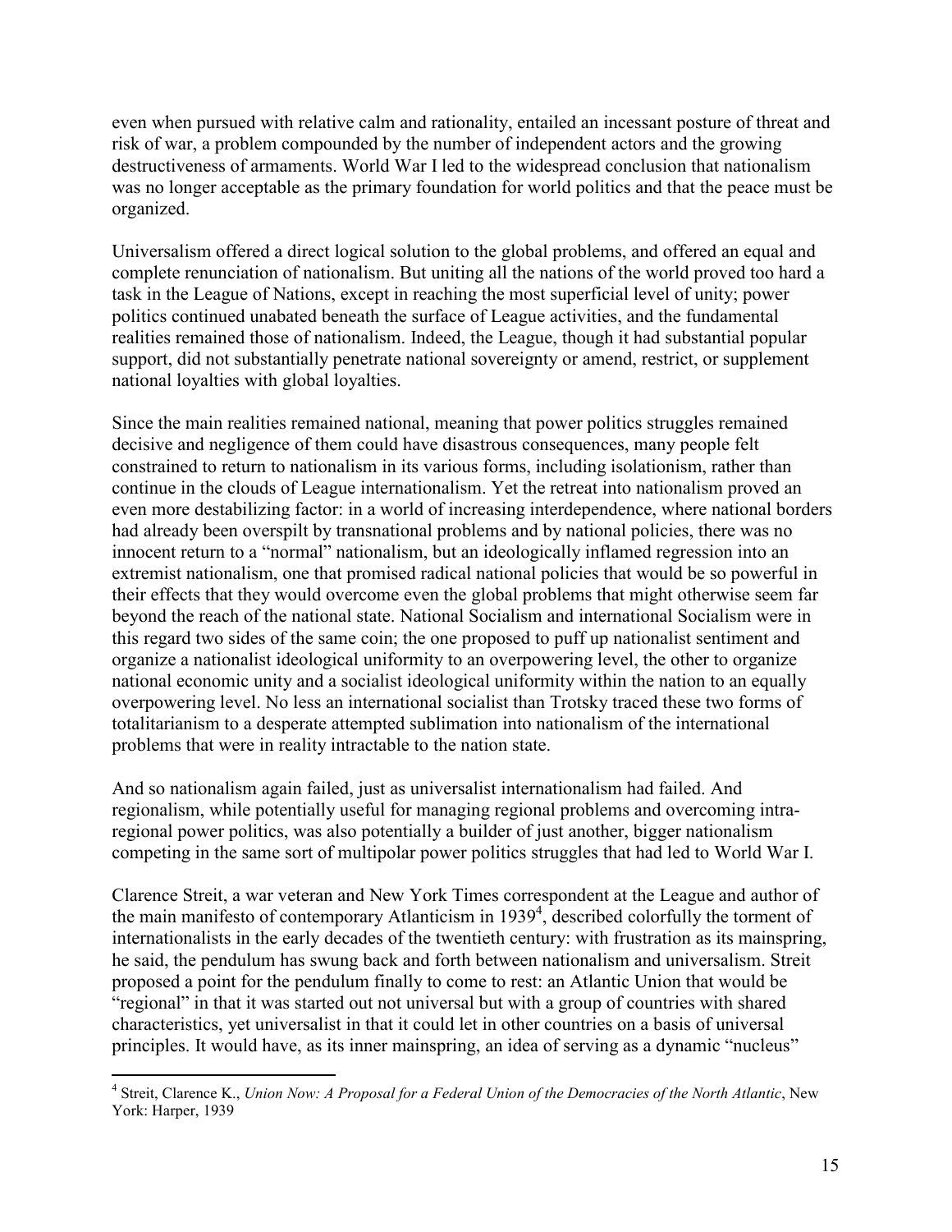even when pursued with relative calm and rationality, entailed an incessant posture of threat and risk of war, a problem compounded by the number of independent actors and the growing destructiveness of armaments. World War I led to the widespread conclusion that nationalism was no longer acceptable as the primary foundation for world politics and that the peace must be organized.

Universalism offered a direct logical solution to the global problems, and offered an equal and complete renunciation of nationalism. But uniting all the nations of the world proved too hard a task in the League of Nations, except in reaching the most superficial level of unity; power politics continued unabated beneath the surface of League activities, and the fundamental realities remained those of nationalism. Indeed, the League, though it had substantial popular support, did not substantially penetrate national sovereignty or amend, restrict, or supplement national loyalties with global loyalties.

Since the main realities remained national, meaning that power politics struggles remained decisive and negligence of them could have disastrous consequences, many people felt constrained to return to nationalism in its various forms, including isolationism, rather than continue in the clouds of League internationalism. Yet the retreat into nationalism proved an even more destabilizing factor: in a world of increasing interdependence, where national borders had already been overspilt by transnational problems and by national policies, there was no innocent return to a "normal" nationalism, but an ideologically inflamed regression into an extremist nationalism, one that promised radical national policies that would be so powerful in their effects that they would overcome even the global problems that might otherwise seem far beyond the reach of the national state. National Socialism and international Socialism were in this regard two sides of the same coin; the one proposed to puff up nationalist sentiment and organize a nationalist ideological uniformity to an overpowering level, the other to organize national economic unity and a socialist ideological uniformity within the nation to an equally overpowering level. No less an international socialist than Trotsky traced these two forms of totalitarianism to a desperate attempted sublimation into nationalism of the international problems that were in reality intractable to the nation state.

And so nationalism again failed, just as universalist internationalism had failed. And regionalism, while potentially useful for managing regional problems and overcoming intra-regional power politics, was also potentially a builder of just another, bigger nationalism competing in the same sort of multipolar power politics struggles that had led to World War I.

Clarence Streit, a war veteran and New York Times correspondent at the League and author of the main manifesto of contemporary Atlanticism in 1939[4], described colorfully the torment of internationalists in the early decades of the twentieth century: with frustration as its mainspring, he said, the pendulum has swung back and forth between nationalism and universalism. Streit proposed a point for the pendulum finally to come to rest: an Atlantic Union that would be "regional" in that it was started out not universal but with a group of countries with shared characteristics, yet universalist in that it could let in other countries on a basis of universal principles. It would have, as its inner mainspring, an idea of serving as a dynamic "nucleus"

[4] Streit, Clarence K., *Union Now: A Proposal for a Federal Union of the Democracies of the North Atlantic*, New York: Harper, 1939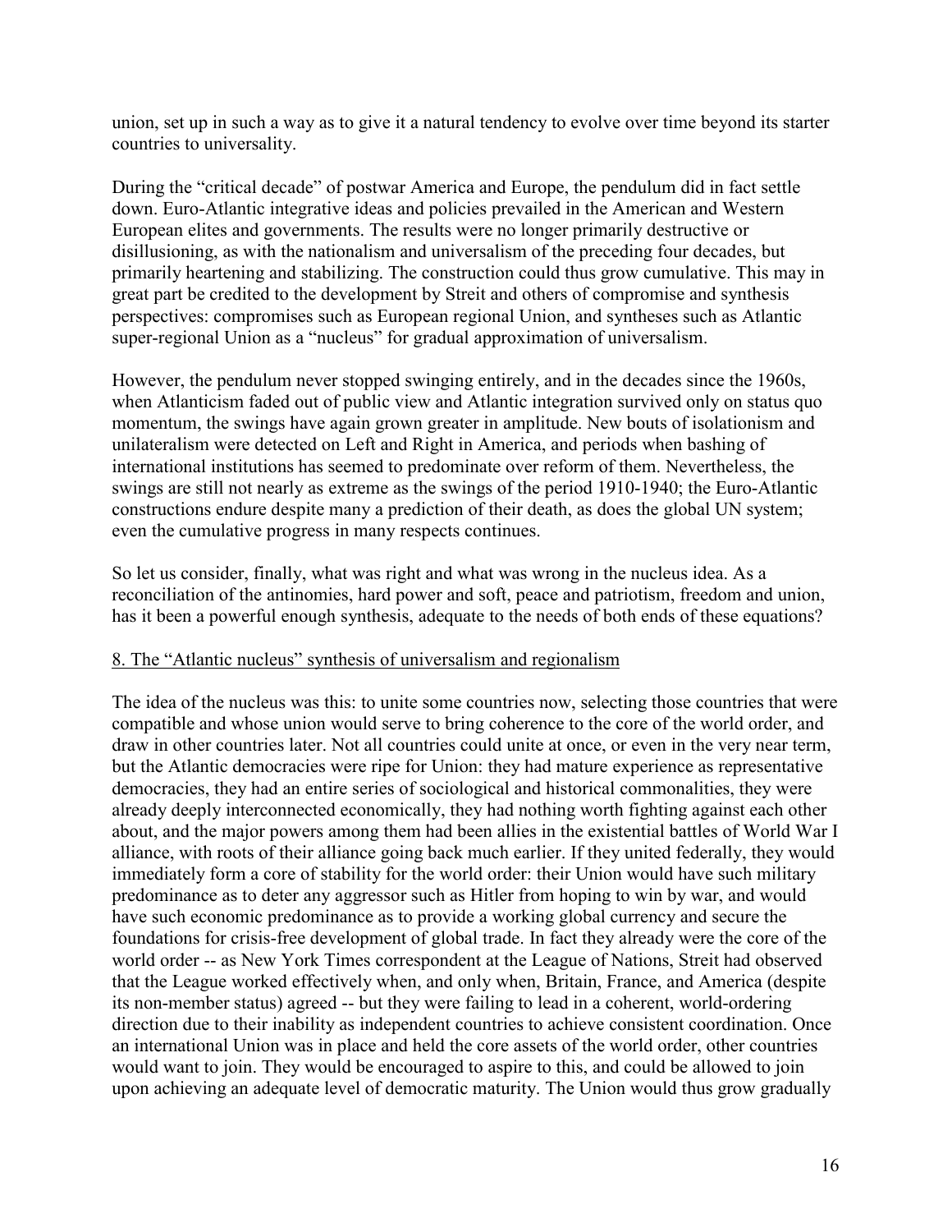union, set up in such a way as to give it a natural tendency to evolve over time beyond its starter countries to universality.

During the "critical decade" of postwar America and Europe, the pendulum did in fact settle down. Euro-Atlantic integrative ideas and policies prevailed in the American and Western European elites and governments. The results were no longer primarily destructive or disillusioning, as with the nationalism and universalism of the preceding four decades, but primarily heartening and stabilizing. The construction could thus grow cumulative. This may in great part be credited to the development by Streit and others of compromise and synthesis perspectives: compromises such as European regional Union, and syntheses such as Atlantic super-regional Union as a "nucleus" for gradual approximation of universalism.

However, the pendulum never stopped swinging entirely, and in the decades since the 1960s, when Atlanticism faded out of public view and Atlantic integration survived only on status quo momentum, the swings have again grown greater in amplitude. New bouts of isolationism and unilateralism were detected on Left and Right in America, and periods when bashing of international institutions has seemed to predominate over reform of them. Nevertheless, the swings are still not nearly as extreme as the swings of the period 1910-1940; the Euro-Atlantic constructions endure despite many a prediction of their death, as does the global UN system; even the cumulative progress in many respects continues.

So let us consider, finally, what was right and what was wrong in the nucleus idea. As a reconciliation of the antinomies, hard power and soft, peace and patriotism, freedom and union, has it been a powerful enough synthesis, adequate to the needs of both ends of these equations?

## 8. The "Atlantic nucleus" synthesis of universalism and regionalism

The idea of the nucleus was this: to unite some countries now, selecting those countries that were compatible and whose union would serve to bring coherence to the core of the world order, and draw in other countries later. Not all countries could unite at once, or even in the very near term, but the Atlantic democracies were ripe for Union: they had mature experience as representative democracies, they had an entire series of sociological and historical commonalities, they were already deeply interconnected economically, they had nothing worth fighting against each other about, and the major powers among them had been allies in the existential battles of World War I alliance, with roots of their alliance going back much earlier. If they united federally, they would immediately form a core of stability for the world order: their Union would have such military predominance as to deter any aggressor such as Hitler from hoping to win by war, and would have such economic predominance as to provide a working global currency and secure the foundations for crisis-free development of global trade. In fact they already were the core of the world order -- as New York Times correspondent at the League of Nations, Streit had observed that the League worked effectively when, and only when, Britain, France, and America (despite its non-member status) agreed -- but they were failing to lead in a coherent, world-ordering direction due to their inability as independent countries to achieve consistent coordination. Once an international Union was in place and held the core assets of the world order, other countries would want to join. They would be encouraged to aspire to this, and could be allowed to join upon achieving an adequate level of democratic maturity. The Union would thus grow gradually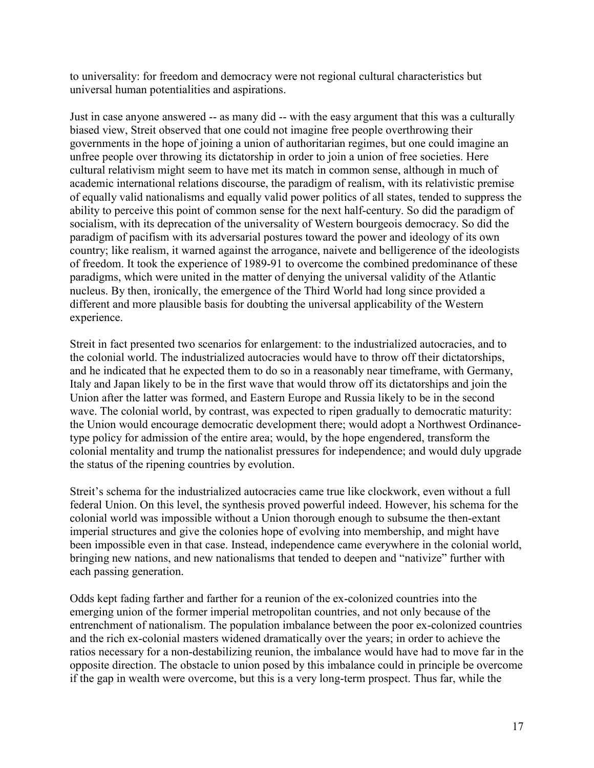to universality: for freedom and democracy were not regional cultural characteristics but universal human potentialities and aspirations.

Just in case anyone answered -- as many did -- with the easy argument that this was a culturally biased view, Streit observed that one could not imagine free people overthrowing their governments in the hope of joining a union of authoritarian regimes, but one could imagine an unfree people over throwing its dictatorship in order to join a union of free societies. Here cultural relativism might seem to have met its match in common sense, although in much of academic international relations discourse, the paradigm of realism, with its relativistic premise of equally valid nationalisms and equally valid power politics of all states, tended to suppress the ability to perceive this point of common sense for the next half-century. So did the paradigm of socialism, with its deprecation of the universality of Western bourgeois democracy. So did the paradigm of pacifism with its adversarial postures toward the power and ideology of its own country; like realism, it warned against the arrogance, naivete and belligerence of the ideologists of freedom. It took the experience of 1989-91 to overcome the combined predominance of these paradigms, which were united in the matter of denying the universal validity of the Atlantic nucleus. By then, ironically, the emergence of the Third World had long since provided a different and more plausible basis for doubting the universal applicability of the Western experience.

Streit in fact presented two scenarios for enlargement: to the industrialized autocracies, and to the colonial world. The industrialized autocracies would have to throw off their dictatorships, and he indicated that he expected them to do so in a reasonably near timeframe, with Germany, Italy and Japan likely to be in the first wave that would throw off its dictatorships and join the Union after the latter was formed, and Eastern Europe and Russia likely to be in the second wave. The colonial world, by contrast, was expected to ripen gradually to democratic maturity: the Union would encourage democratic development there; would adopt a Northwest Ordinance-type policy for admission of the entire area; would, by the hope engendered, transform the colonial mentality and trump the nationalist pressures for independence; and would duly upgrade the status of the ripening countries by evolution.

Streit's schema for the industrialized autocracies came true like clockwork, even without a full federal Union. On this level, the synthesis proved powerful indeed. However, his schema for the colonial world was impossible without a Union thorough enough to subsume the then-extant imperial structures and give the colonies hope of evolving into membership, and might have been impossible even in that case. Instead, independence came everywhere in the colonial world, bringing new nations, and new nationalisms that tended to deepen and "nativize" further with each passing generation.

Odds kept fading farther and farther for a reunion of the ex-colonized countries into the emerging union of the former imperial metropolitan countries, and not only because of the entrenchment of nationalism. The population imbalance between the poor ex-colonized countries and the rich ex-colonial masters widened dramatically over the years; in order to achieve the ratios necessary for a non-destabilizing reunion, the imbalance would have had to move far in the opposite direction. The obstacle to union posed by this imbalance could in principle be overcome if the gap in wealth were overcome, but this is a very long-term prospect. Thus far, while the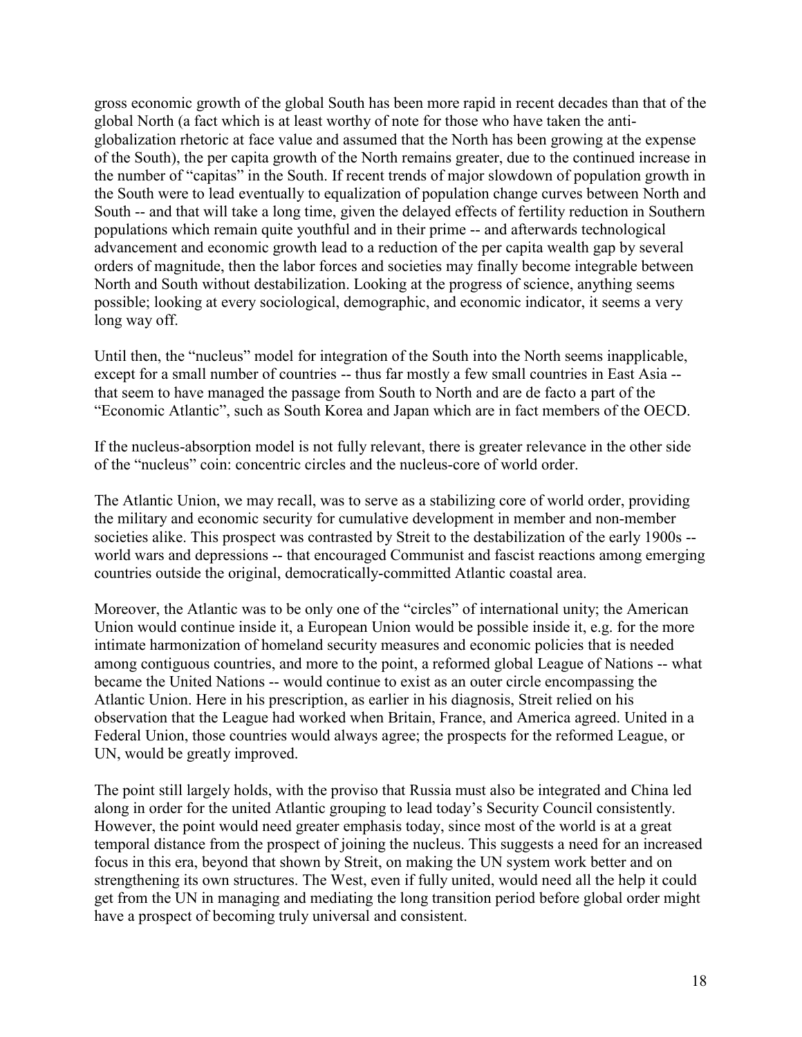gross economic growth of the global South has been more rapid in recent decades than that of the global North (a fact which is at least worthy of note for those who have taken the anti-globalization rhetoric at face value and assumed that the North has been growing at the expense of the South), the per capita growth of the North remains greater, due to the continued increase in the number of "capitas" in the South. If recent trends of major slowdown of population growth in the South were to lead eventually to equalization of population change curves between North and South -- and that will take a long time, given the delayed effects of fertility reduction in Southern populations which remain quite youthful and in their prime -- and afterwards technological advancement and economic growth lead to a reduction of the per capita wealth gap by several orders of magnitude, then the labor forces and societies may finally become integrable between North and South without destabilization. Looking at the progress of science, anything seems possible; looking at every sociological, demographic, and economic indicator, it seems a very long way off.

Until then, the "nucleus" model for integration of the South into the North seems inapplicable, except for a small number of countries -- thus far mostly a few small countries in East Asia -- that seem to have managed the passage from South to North and are de facto a part of the "Economic Atlantic", such as South Korea and Japan which are in fact members of the OECD.

If the nucleus-absorption model is not fully relevant, there is greater relevance in the other side of the "nucleus" coin: concentric circles and the nucleus-core of world order.

The Atlantic Union, we may recall, was to serve as a stabilizing core of world order, providing the military and economic security for cumulative development in member and non-member societies alike. This prospect was contrasted by Streit to the destabilization of the early 1900s -- world wars and depressions -- that encouraged Communist and fascist reactions among emerging countries outside the original, democratically-committed Atlantic coastal area.

Moreover, the Atlantic was to be only one of the "circles" of international unity; the American Union would continue inside it, a European Union would be possible inside it, e.g. for the more intimate harmonization of homeland security measures and economic policies that is needed among contiguous countries, and more to the point, a reformed global League of Nations -- what became the United Nations -- would continue to exist as an outer circle encompassing the Atlantic Union. Here in his prescription, as earlier in his diagnosis, Streit relied on his observation that the League had worked when Britain, France, and America agreed. United in a Federal Union, those countries would always agree; the prospects for the reformed League, or UN, would be greatly improved.

The point still largely holds, with the proviso that Russia must also be integrated and China led along in order for the united Atlantic grouping to lead today's Security Council consistently. However, the point would need greater emphasis today, since most of the world is at a great temporal distance from the prospect of joining the nucleus. This suggests a need for an increased focus in this era, beyond that shown by Streit, on making the UN system work better and on strengthening its own structures. The West, even if fully united, would need all the help it could get from the UN in managing and mediating the long transition period before global order might have a prospect of becoming truly universal and consistent.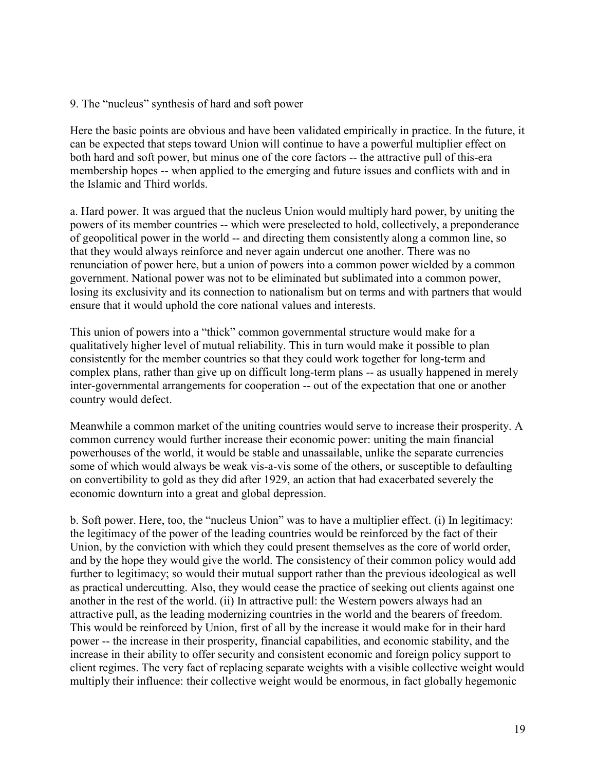## 9. The "nucleus" synthesis of hard and soft power

Here the basic points are obvious and have been validated empirically in practice. In the future, it can be expected that steps toward Union will continue to have a powerful multiplier effect on both hard and soft power, but minus one of the core factors -- the attractive pull of this-era membership hopes -- when applied to the emerging and future issues and conflicts with and in the Islamic and Third worlds.

a. Hard power. It was argued that the nucleus Union would multiply hard power, by uniting the powers of its member countries -- which were preselected to hold, collectively, a preponderance of geopolitical power in the world -- and directing them consistently along a common line, so that they would always reinforce and never again undercut one another. There was no renunciation of power here, but a union of powers into a common power wielded by a common government. National power was not to be eliminated but sublimated into a common power, losing its exclusivity and its connection to nationalism but on terms and with partners that would ensure that it would uphold the core national values and interests.

This union of powers into a "thick" common governmental structure would make for a qualitatively higher level of mutual reliability. This in turn would make it possible to plan consistently for the member countries so that they could work together for long-term and complex plans, rather than give up on difficult long-term plans -- as usually happened in merely inter-governmental arrangements for cooperation -- out of the expectation that one or another country would defect.

Meanwhile a common market of the uniting countries would serve to increase their prosperity. A common currency would further increase their economic power: uniting the main financial powerhouses of the world, it would be stable and unassailable, unlike the separate currencies some of which would always be weak vis-a-vis some of the others, or susceptible to defaulting on convertibility to gold as they did after 1929, an action that had exacerbated severely the economic downturn into a great and global depression.

b. Soft power. Here, too, the "nucleus Union" was to have a multiplier effect. (i) In legitimacy: the legitimacy of the power of the leading countries would be reinforced by the fact of their Union, by the conviction with which they could present themselves as the core of world order, and by the hope they would give the world. The consistency of their common policy would add further to legitimacy; so would their mutual support rather than the previous ideological as well as practical undercutting. Also, they would cease the practice of seeking out clients against one another in the rest of the world. (ii) In attractive pull: the Western powers always had an attractive pull, as the leading modernizing countries in the world and the bearers of freedom. This would be reinforced by Union, first of all by the increase it would make for in their hard power -- the increase in their prosperity, financial capabilities, and economic stability, and the increase in their ability to offer security and consistent economic and foreign policy support to client regimes. The very fact of replacing separate weights with a visible collective weight would multiply their influence: their collective weight would be enormous, in fact globally hegemonic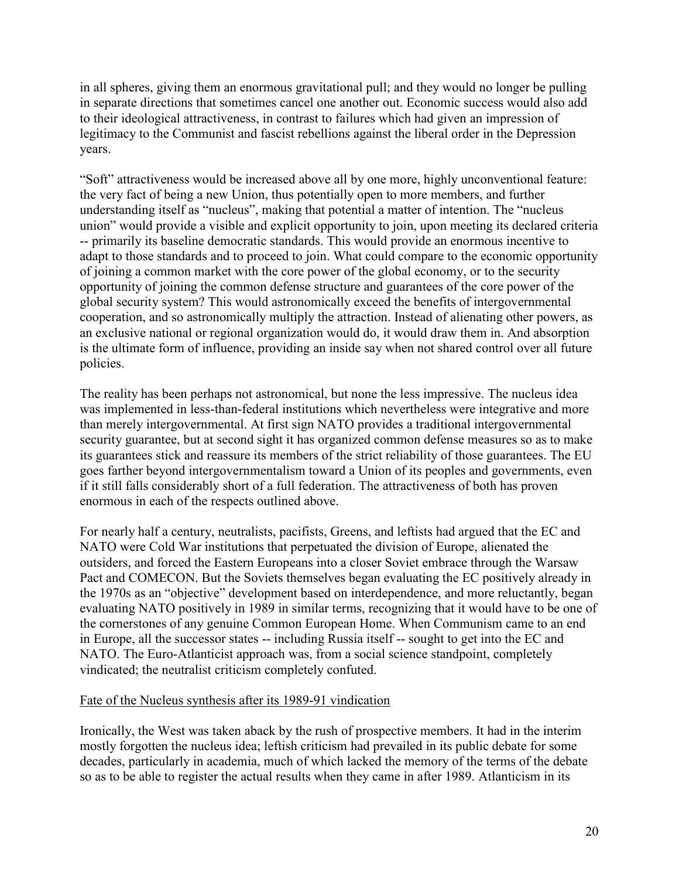in all spheres, giving them an enormous gravitational pull; and they would no longer be pulling in separate directions that sometimes cancel one another out. Economic success would also add to their ideological attractiveness, in contrast to failures which had given an impression of legitimacy to the Communist and fascist rebellions against the liberal order in the Depression years.

"Soft" attractiveness would be increased above all by one more, highly unconventional feature: the very fact of being a new Union, thus potentially open to more members, and further understanding itself as "nucleus", making that potential a matter of intention. The "nucleus union" would provide a visible and explicit opportunity to join, upon meeting its declared criteria -- primarily its baseline democratic standards. This would provide an enormous incentive to adapt to those standards and to proceed to join. What could compare to the economic opportunity of joining a common market with the core power of the global economy, or to the security opportunity of joining the common defense structure and guarantees of the core power of the global security system? This would astronomically exceed the benefits of intergovernmental cooperation, and so astronomically multiply the attraction. Instead of alienating other powers, as an exclusive national or regional organization would do, it would draw them in. And absorption is the ultimate form of influence, providing an inside say when not shared control over all future policies.

The reality has been perhaps not astronomical, but none the less impressive. The nucleus idea was implemented in less-than-federal institutions which nevertheless were integrative and more than merely intergovernmental. At first sign NATO provides a traditional intergovernmental security guarantee, but at second sight it has organized common defense measures so as to make its guarantees stick and reassure its members of the strict reliability of those guarantees. The EU goes farther beyond intergovernmentalism toward a Union of its peoples and governments, even if it still falls considerably short of a full federation. The attractiveness of both has proven enormous in each of the respects outlined above.

For nearly half a century, neutralists, pacifists, Greens, and leftists had argued that the EC and NATO were Cold War institutions that perpetuated the division of Europe, alienated the outsiders, and forced the Eastern Europeans into a closer Soviet embrace through the Warsaw Pact and COMECON. But the Soviets themselves began evaluating the EC positively already in the 1970s as an "objective" development based on interdependence, and more reluctantly, began evaluating NATO positively in 1989 in similar terms, recognizing that it would have to be one of the cornerstones of any genuine Common European Home. When Communism came to an end in Europe, all the successor states -- including Russia itself -- sought to get into the EC and NATO. The Euro-Atlanticist approach was, from a social science standpoint, completely vindicated; the neutralist criticism completely confuted.

## Fate of the Nucleus synthesis after its 1989-91 vindication

Ironically, the West was taken aback by the rush of prospective members. It had in the interim mostly forgotten the nucleus idea; leftish criticism had prevailed in its public debate for some decades, particularly in academia, much of which lacked the memory of the terms of the debate so as to be able to register the actual results when they came in after 1989. Atlanticism in its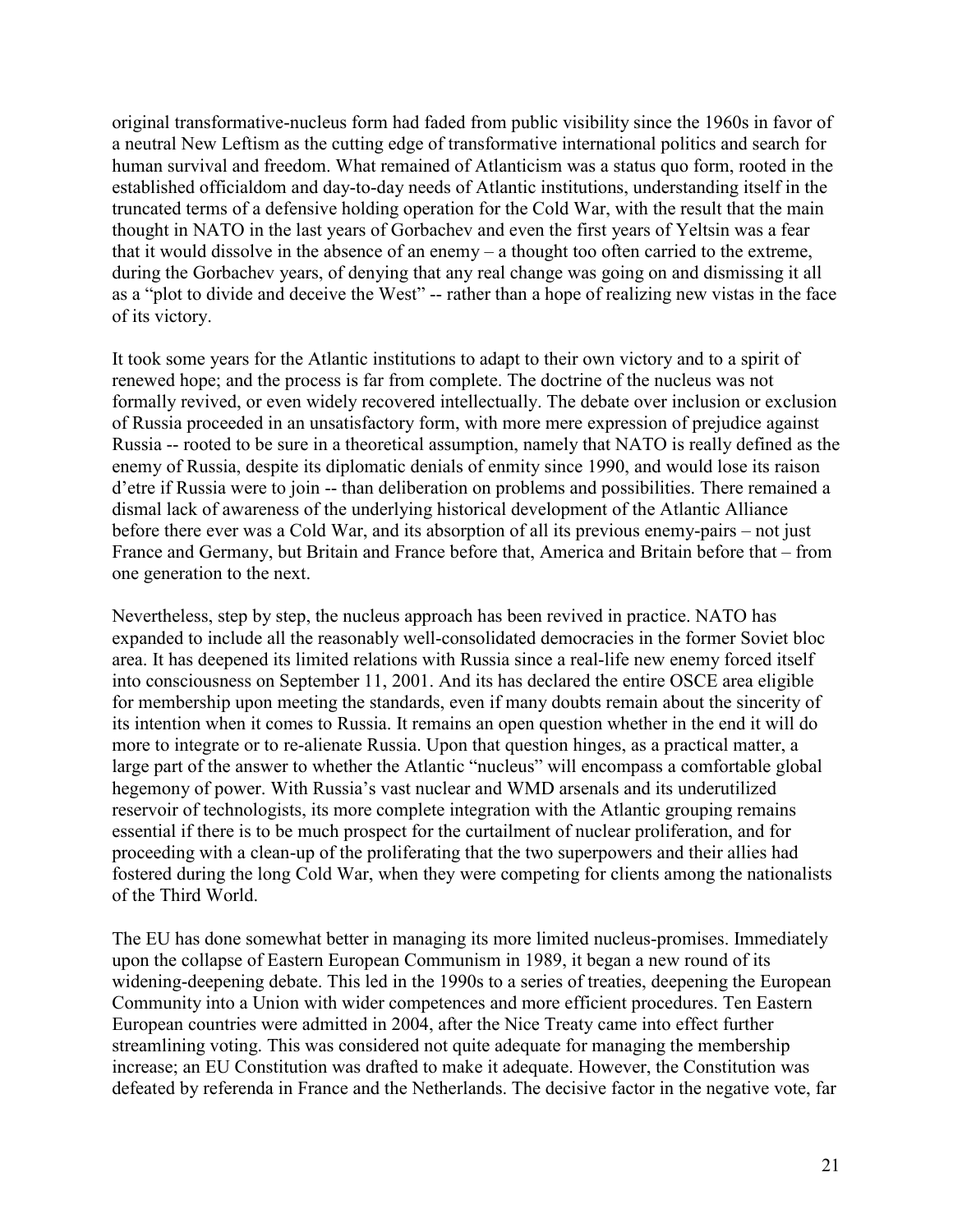original transformative-nucleus form had faded from public visibility since the 1960s in favor of a neutral New Leftism as the cutting edge of transformative international politics and search for human survival and freedom. What remained of Atlanticism was a status quo form, rooted in the established officialdom and day-to-day needs of Atlantic institutions, understanding itself in the truncated terms of a defensive holding operation for the Cold War, with the result that the main thought in NATO in the last years of Gorbachev and even the first years of Yeltsin was a fear that it would dissolve in the absence of an enemy – a thought too often carried to the extreme, during the Gorbachev years, of denying that any real change was going on and dismissing it all as a "plot to divide and deceive the West" -- rather than a hope of realizing new vistas in the face of its victory.

It took some years for the Atlantic institutions to adapt to their own victory and to a spirit of renewed hope; and the process is far from complete. The doctrine of the nucleus was not formally revived, or even widely recovered intellectually. The debate over inclusion or exclusion of Russia proceeded in an unsatisfactory form, with more mere expression of prejudice against Russia -- rooted to be sure in a theoretical assumption, namely that NATO is really defined as the enemy of Russia, despite its diplomatic denials of enmity since 1990, and would lose its raison d'etre if Russia were to join -- than deliberation on problems and possibilities. There remained a dismal lack of awareness of the underlying historical development of the Atlantic Alliance before there ever was a Cold War, and its absorption of all its previous enemy-pairs – not just France and Germany, but Britain and France before that, America and Britain before that – from one generation to the next.

Nevertheless, step by step, the nucleus approach has been revived in practice. NATO has expanded to include all the reasonably well-consolidated democracies in the former Soviet bloc area. It has deepened its limited relations with Russia since a real-life new enemy forced itself into consciousness on September 11, 2001. And its has declared the entire OSCE area eligible for membership upon meeting the standards, even if many doubts remain about the sincerity of its intention when it comes to Russia. It remains an open question whether in the end it will do more to integrate or to re-alienate Russia. Upon that question hinges, as a practical matter, a large part of the answer to whether the Atlantic "nucleus" will encompass a comfortable global hegemony of power. With Russia's vast nuclear and WMD arsenals and its underutilized reservoir of technologists, its more complete integration with the Atlantic grouping remains essential if there is to be much prospect for the curtailment of nuclear proliferation, and for proceeding with a clean-up of the proliferating that the two superpowers and their allies had fostered during the long Cold War, when they were competing for clients among the nationalists of the Third World.

The EU has done somewhat better in managing its more limited nucleus-promises. Immediately upon the collapse of Eastern European Communism in 1989, it began a new round of its widening-deepening debate. This led in the 1990s to a series of treaties, deepening the European Community into a Union with wider competences and more efficient procedures. Ten Eastern European countries were admitted in 2004, after the Nice Treaty came into effect further streamlining voting. This was considered not quite adequate for managing the membership increase; an EU Constitution was drafted to make it adequate. However, the Constitution was defeated by referenda in France and the Netherlands. The decisive factor in the negative vote, far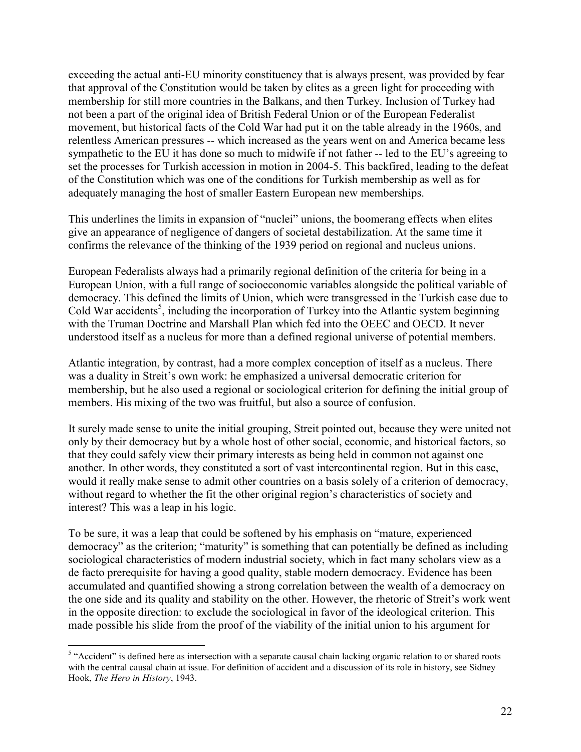exceeding the actual anti-EU minority constituency that is always present, was provided by fear that approval of the Constitution would be taken by elites as a green light for proceeding with membership for still more countries in the Balkans, and then Turkey. Inclusion of Turkey had not been a part of the original idea of British Federal Union or of the European Federalist movement, but historical facts of the Cold War had put it on the table already in the 1960s, and relentless American pressures -- which increased as the years went on and America became less sympathetic to the EU it has done so much to midwife if not father -- led to the EU's agreeing to set the processes for Turkish accession in motion in 2004-5. This backfired, leading to the defeat of the Constitution which was one of the conditions for Turkish membership as well as for adequately managing the host of smaller Eastern European new memberships.

This underlines the limits in expansion of "nuclei" unions, the boomerang effects when elites give an appearance of negligence of dangers of societal destabilization. At the same time it confirms the relevance of the thinking of the 1939 period on regional and nucleus unions.

European Federalists always had a primarily regional definition of the criteria for being in a European Union, with a full range of socioeconomic variables alongside the political variable of democracy. This defined the limits of Union, which were transgressed in the Turkish case due to Cold War accidents[5], including the incorporation of Turkey into the Atlantic system beginning with the Truman Doctrine and Marshall Plan which fed into the OEEC and OECD. It never understood itself as a nucleus for more than a defined regional universe of potential members.

Atlantic integration, by contrast, had a more complex conception of itself as a nucleus. There was a duality in Streit's own work: he emphasized a universal democratic criterion for membership, but he also used a regional or sociological criterion for defining the initial group of members. His mixing of the two was fruitful, but also a source of confusion.

It surely made sense to unite the initial grouping, Streit pointed out, because they were united not only by their democracy but by a whole host of other social, economic, and historical factors, so that they could safely view their primary interests as being held in common not against one another. In other words, they constituted a sort of vast intercontinental region. But in this case, would it really make sense to admit other countries on a basis solely of a criterion of democracy, without regard to whether the fit the other original region's characteristics of society and interest? This was a leap in his logic.

To be sure, it was a leap that could be softened by his emphasis on "mature, experienced democracy" as the criterion; "maturity" is something that can potentially be defined as including sociological characteristics of modern industrial society, which in fact many scholars view as a de facto prerequisite for having a good quality, stable modern democracy. Evidence has been accumulated and quantified showing a strong correlation between the wealth of a democracy on the one side and its quality and stability on the other. However, the rhetoric of Streit's work went in the opposite direction: to exclude the sociological in favor of the ideological criterion. This made possible his slide from the proof of the viability of the initial union to his argument for

---

[5] "Accident" is defined here as intersection with a separate causal chain lacking organic relation to or shared roots with the central causal chain at issue. For definition of accident and a discussion of its role in history, see Sidney Hook, *The Hero in History*, 1943.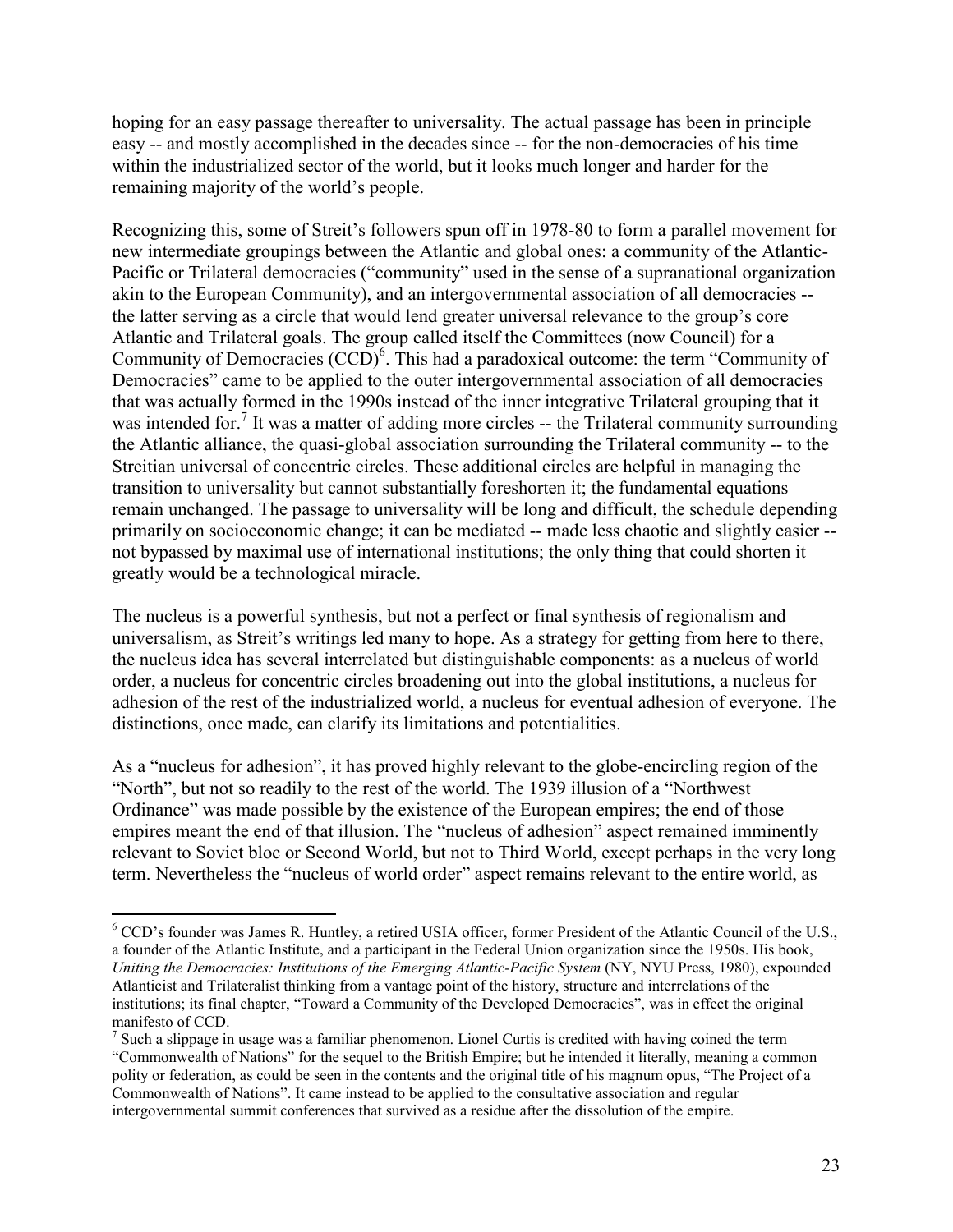hoping for an easy passage thereafter to universality. The actual passage has been in principle easy -- and mostly accomplished in the decades since -- for the non-democracies of his time within the industrialized sector of the world, but it looks much longer and harder for the remaining majority of the world's people.

Recognizing this, some of Streit's followers spun off in 1978-80 to form a parallel movement for new intermediate groupings between the Atlantic and global ones: a community of the Atlantic-Pacific or Trilateral democracies ("community" used in the sense of a supranational organization akin to the European Community), and an intergovernmental association of all democracies -- the latter serving as a circle that would lend greater universal relevance to the group's core Atlantic and Trilateral goals. The group called itself the Committees (now Council) for a Community of Democracies (CCD)[6]. This had a paradoxical outcome: the term "Community of Democracies" came to be applied to the outer intergovernmental association of all democracies that was actually formed in the 1990s instead of the inner integrative Trilateral grouping that it was intended for.[7] It was a matter of adding more circles -- the Trilateral community surrounding the Atlantic alliance, the quasi-global association surrounding the Trilateral community -- to the Streitian universal of concentric circles. These additional circles are helpful in managing the transition to universality but cannot substantially foreshorten it; the fundamental equations remain unchanged. The passage to universality will be long and difficult, the schedule depending primarily on socioeconomic change; it can be mediated -- made less chaotic and slightly easier -- not bypassed by maximal use of international institutions; the only thing that could shorten it greatly would be a technological miracle.

The nucleus is a powerful synthesis, but not a perfect or final synthesis of regionalism and universalism, as Streit's writings led many to hope. As a strategy for getting from here to there, the nucleus idea has several interrelated but distinguishable components: as a nucleus of world order, a nucleus for concentric circles broadening out into the global institutions, a nucleus for adhesion of the rest of the industrialized world, a nucleus for eventual adhesion of everyone. The distinctions, once made, can clarify its limitations and potentialities.

As a "nucleus for adhesion", it has proved highly relevant to the globe-encircling region of the "North", but not so readily to the rest of the world. The 1939 illusion of a "Northwest Ordinance" was made possible by the existence of the European empires; the end of those empires meant the end of that illusion. The "nucleus of adhesion" aspect remained imminently relevant to Soviet bloc or Second World, but not to Third World, except perhaps in the very long term. Nevertheless the "nucleus of world order" aspect remains relevant to the entire world, as

---

[6] CCD's founder was James R. Huntley, a retired USIA officer, former President of the Atlantic Council of the U.S., a founder of the Atlantic Institute, and a participant in the Federal Union organization since the 1950s. His book, *Uniting the Democracies: Institutions of the Emerging Atlantic-Pacific System* (NY, NYU Press, 1980), expounded Atlanticist and Trilateralist thinking from a vantage point of the history, structure and interrelations of the institutions; its final chapter, "Toward a Community of the Developed Democracies", was in effect the original manifesto of CCD.

[7] Such a slippage in usage was a familiar phenomenon. Lionel Curtis is credited with having coined the term "Commonwealth of Nations" for the sequel to the British Empire; but he intended it literally, meaning a common polity or federation, as could be seen in the contents and the original title of his magnum opus, "The Project of a Commonwealth of Nations". It came instead to be applied to the consultative association and regular intergovernmental summit conferences that survived as a residue after the dissolution of the empire.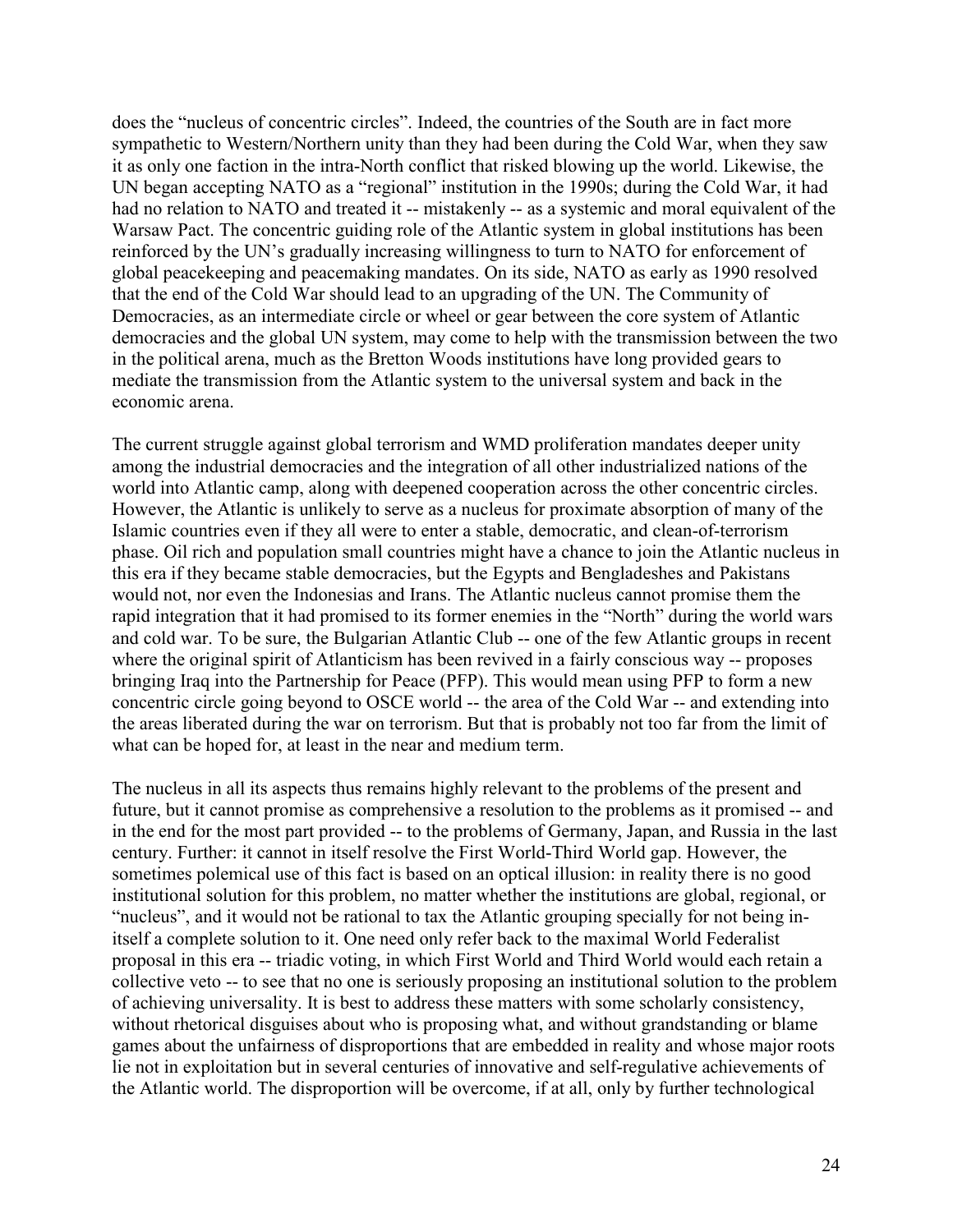does the "nucleus of concentric circles". Indeed, the countries of the South are in fact more sympathetic to Western/Northern unity than they had been during the Cold War, when they saw it as only one faction in the intra-North conflict that risked blowing up the world. Likewise, the UN began accepting NATO as a "regional" institution in the 1990s; during the Cold War, it had had no relation to NATO and treated it -- mistakenly -- as a systemic and moral equivalent of the Warsaw Pact. The concentric guiding role of the Atlantic system in global institutions has been reinforced by the UN's gradually increasing willingness to turn to NATO for enforcement of global peacekeeping and peacemaking mandates. On its side, NATO as early as 1990 resolved that the end of the Cold War should lead to an upgrading of the UN. The Community of Democracies, as an intermediate circle or wheel or gear between the core system of Atlantic democracies and the global UN system, may come to help with the transmission between the two in the political arena, much as the Bretton Woods institutions have long provided gears to mediate the transmission from the Atlantic system to the universal system and back in the economic arena.

The current struggle against global terrorism and WMD proliferation mandates deeper unity among the industrial democracies and the integration of all other industrialized nations of the world into Atlantic camp, along with deepened cooperation across the other concentric circles. However, the Atlantic is unlikely to serve as a nucleus for proximate absorption of many of the Islamic countries even if they all were to enter a stable, democratic, and clean-of-terrorism phase. Oil rich and population small countries might have a chance to join the Atlantic nucleus in this era if they became stable democracies, but the Egypts and Bengladeshes and Pakistans would not, nor even the Indonesias and Irans. The Atlantic nucleus cannot promise them the rapid integration that it had promised to its former enemies in the "North" during the world wars and cold war. To be sure, the Bulgarian Atlantic Club -- one of the few Atlantic groups in recent where the original spirit of Atlanticism has been revived in a fairly conscious way -- proposes bringing Iraq into the Partnership for Peace (PFP). This would mean using PFP to form a new concentric circle going beyond to OSCE world -- the area of the Cold War -- and extending into the areas liberated during the war on terrorism. But that is probably not too far from the limit of what can be hoped for, at least in the near and medium term.

The nucleus in all its aspects thus remains highly relevant to the problems of the present and future, but it cannot promise as comprehensive a resolution to the problems as it promised -- and in the end for the most part provided -- to the problems of Germany, Japan, and Russia in the last century. Further: it cannot in itself resolve the First World-Third World gap. However, the sometimes polemical use of this fact is based on an optical illusion: in reality there is no good institutional solution for this problem, no matter whether the institutions are global, regional, or "nucleus", and it would not be rational to tax the Atlantic grouping specially for not being in-itself a complete solution to it. One need only refer back to the maximal World Federalist proposal in this era -- triadic voting, in which First World and Third World would each retain a collective veto -- to see that no one is seriously proposing an institutional solution to the problem of achieving universality. It is best to address these matters with some scholarly consistency, without rhetorical disguises about who is proposing what, and without grandstanding or blame games about the unfairness of disproportions that are embedded in reality and whose major roots lie not in exploitation but in several centuries of innovative and self-regulative achievements of the Atlantic world. The disproportion will be overcome, if at all, only by further technological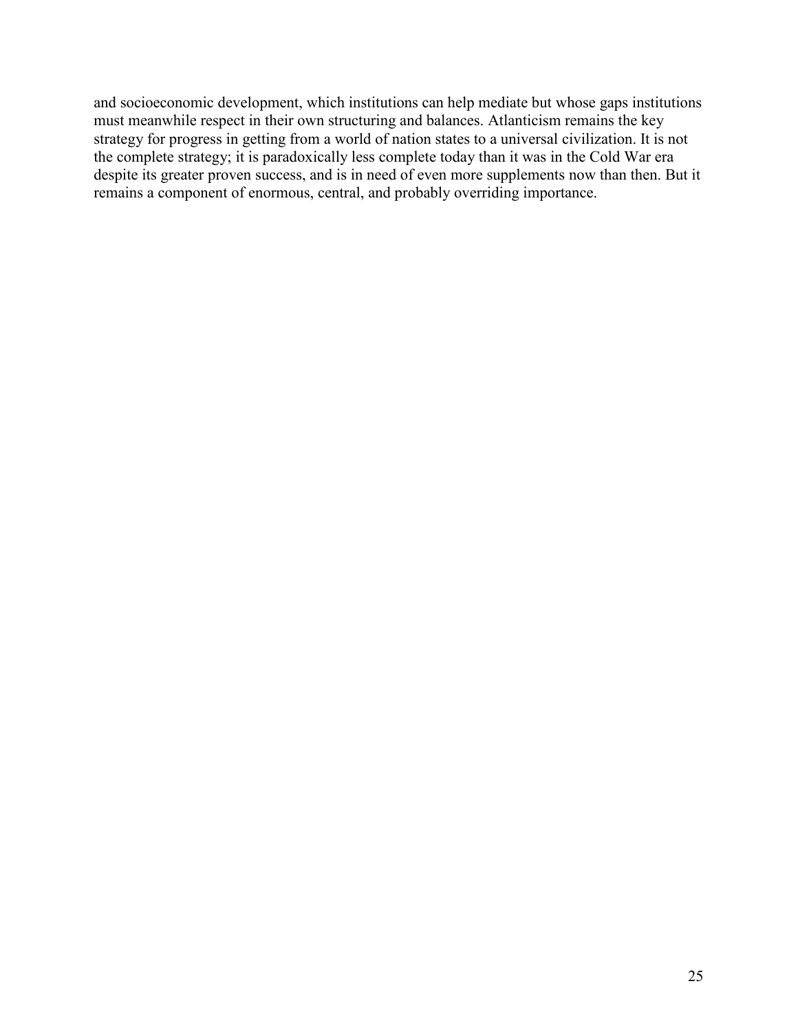and socioeconomic development, which institutions can help mediate but whose gaps institutions must meanwhile respect in their own structuring and balances. Atlanticism remains the key strategy for progress in getting from a world of nation states to a universal civilization. It is not the complete strategy; it is paradoxically less complete today than it was in the Cold War era despite its greater proven success, and is in need of even more supplements now than then. But it remains a component of enormous, central, and probably overriding importance.